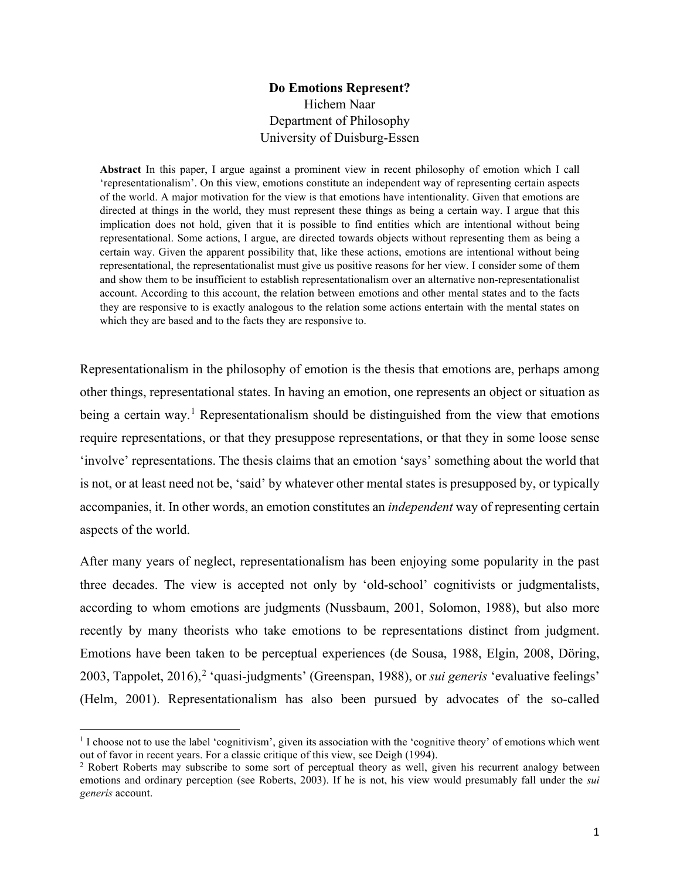**Do Emotions Represent?**

Hichem Naar

Department of Philosophy

University of Duisburg-Essen

**Abstract** In this paper, I argue against a prominent view in recent philosophy of emotion which I call 'representationalism'. On this view, emotions constitute an independent way of representing certain aspects of the world. A major motivation for the view is that emotions have intentionality. Given that emotions are directed at things in the world, they must represent these things as being a certain way. I argue that this implication does not hold, given that it is possible to find entities which are intentional without being representational. Some actions, I argue, are directed towards objects without representing them as being a certain way. Given the apparent possibility that, like these actions, emotions are intentional without being representational, the representationalist must give us positive reasons for her view. I consider some of them and show them to be insufficient to establish representationalism over an alternative non-representationalist account. According to this account, the relation between emotions and other mental states and to the facts they are responsive to is exactly analogous to the relation some actions entertain with the mental states on which they are based and to the facts they are responsive to.

Representationalism in the philosophy of emotion is the thesis that emotions are, perhaps among other things, representational states. In having an emotion, one represents an object or situation as being a certain way.[1] Representationalism should be distinguished from the view that emotions require representations, or that they presuppose representations, or that they in some loose sense 'involve' representations. The thesis claims that an emotion 'says' something about the world that is not, or at least need not be, 'said' by whatever other mental states is presupposed by, or typically accompanies, it. In other words, an emotion constitutes an *independent* way of representing certain aspects of the world.

After many years of neglect, representationalism has been enjoying some popularity in the past three decades. The view is accepted not only by 'old-school' cognitivists or judgmentalists, according to whom emotions are judgments (Nussbaum, 2001, Solomon, 1988), but also more recently by many theorists who take emotions to be representations distinct from judgment. Emotions have been taken to be perceptual experiences (de Sousa, 1988, Elgin, 2008, Döring, 2003, Tappolet, 2016),[2] 'quasi-judgments' (Greenspan, 1988), or *sui generis* 'evaluative feelings' (Helm, 2001). Representationalism has also been pursued by advocates of the so-called

[1] I choose not to use the label 'cognitivism', given its association with the 'cognitive theory' of emotions which went out of favor in recent years. For a classic critique of this view, see Deigh (1994).

[2] Robert Roberts may subscribe to some sort of perceptual theory as well, given his recurrent analogy between emotions and ordinary perception (see Roberts, 2003). If he is not, his view would presumably fall under the *sui generis* account.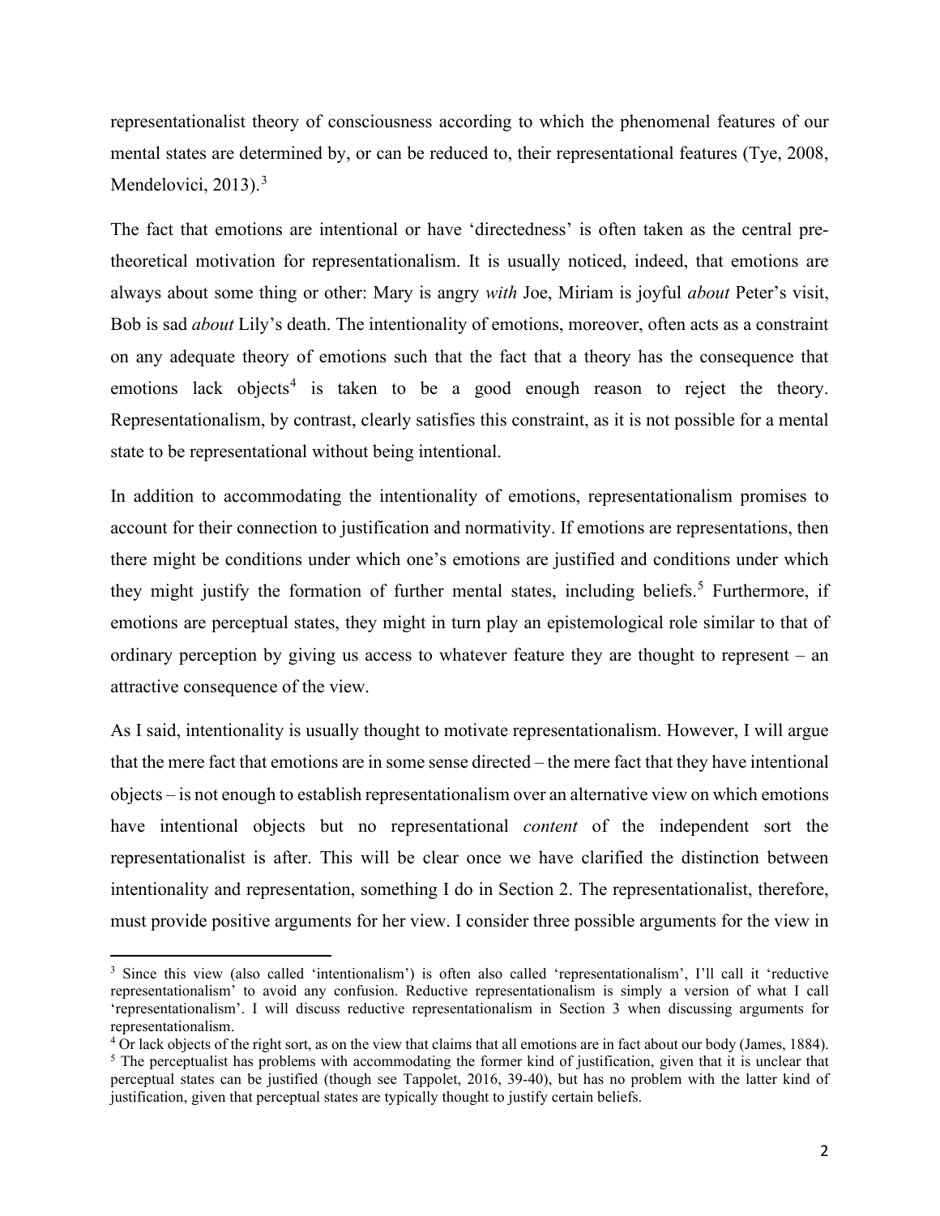representationalist theory of consciousness according to which the phenomenal features of our mental states are determined by, or can be reduced to, their representational features (Tye, 2008, Mendelovici, 2013).[3]

The fact that emotions are intentional or have 'directedness' is often taken as the central pre-theoretical motivation for representationalism. It is usually noticed, indeed, that emotions are always about some thing or other: Mary is angry *with* Joe, Miriam is joyful *about* Peter's visit, Bob is sad *about* Lily's death. The intentionality of emotions, moreover, often acts as a constraint on any adequate theory of emotions such that the fact that a theory has the consequence that emotions lack objects[4] is taken to be a good enough reason to reject the theory. Representationalism, by contrast, clearly satisfies this constraint, as it is not possible for a mental state to be representational without being intentional.

In addition to accommodating the intentionality of emotions, representationalism promises to account for their connection to justification and normativity. If emotions are representations, then there might be conditions under which one's emotions are justified and conditions under which they might justify the formation of further mental states, including beliefs.[5] Furthermore, if emotions are perceptual states, they might in turn play an epistemological role similar to that of ordinary perception by giving us access to whatever feature they are thought to represent – an attractive consequence of the view.

As I said, intentionality is usually thought to motivate representationalism. However, I will argue that the mere fact that emotions are in some sense directed – the mere fact that they have intentional objects – is not enough to establish representationalism over an alternative view on which emotions have intentional objects but no representational *content* of the independent sort the representationalist is after. This will be clear once we have clarified the distinction between intentionality and representation, something I do in Section 2. The representationalist, therefore, must provide positive arguments for her view. I consider three possible arguments for the view in

---

[3] Since this view (also called 'intentionalism') is often also called 'representationalism', I'll call it 'reductive representationalism' to avoid any confusion. Reductive representationalism is simply a version of what I call 'representationalism'. I will discuss reductive representationalism in Section 3 when discussing arguments for representationalism.

[4] Or lack objects of the right sort, as on the view that claims that all emotions are in fact about our body (James, 1884).

[5] The perceptualist has problems with accommodating the former kind of justification, given that it is unclear that perceptual states can be justified (though see Tappolet, 2016, 39-40), but has no problem with the latter kind of justification, given that perceptual states are typically thought to justify certain beliefs.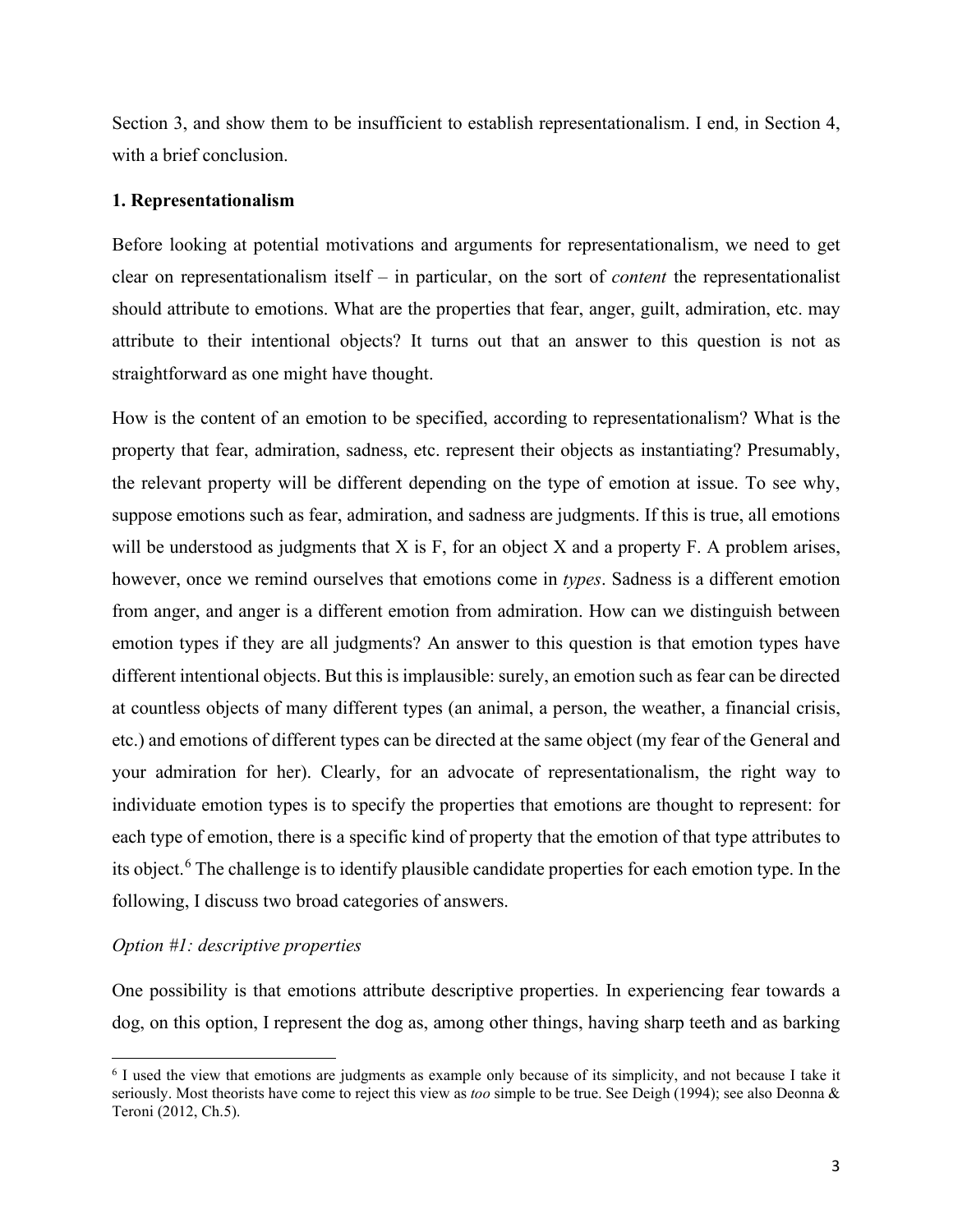Section 3, and show them to be insufficient to establish representationalism. I end, in Section 4, with a brief conclusion.

## 1. Representationalism

Before looking at potential motivations and arguments for representationalism, we need to get clear on representationalism itself – in particular, on the sort of *content* the representationalist should attribute to emotions. What are the properties that fear, anger, guilt, admiration, etc. may attribute to their intentional objects? It turns out that an answer to this question is not as straightforward as one might have thought.

How is the content of an emotion to be specified, according to representationalism? What is the property that fear, admiration, sadness, etc. represent their objects as instantiating? Presumably, the relevant property will be different depending on the type of emotion at issue. To see why, suppose emotions such as fear, admiration, and sadness are judgments. If this is true, all emotions will be understood as judgments that X is F, for an object X and a property F. A problem arises, however, once we remind ourselves that emotions come in *types*. Sadness is a different emotion from anger, and anger is a different emotion from admiration. How can we distinguish between emotion types if they are all judgments? An answer to this question is that emotion types have different intentional objects. But this is implausible: surely, an emotion such as fear can be directed at countless objects of many different types (an animal, a person, the weather, a financial crisis, etc.) and emotions of different types can be directed at the same object (my fear of the General and your admiration for her). Clearly, for an advocate of representationalism, the right way to individuate emotion types is to specify the properties that emotions are thought to represent: for each type of emotion, there is a specific kind of property that the emotion of that type attributes to its object.[6] The challenge is to identify plausible candidate properties for each emotion type. In the following, I discuss two broad categories of answers.

*Option #1: descriptive properties*

One possibility is that emotions attribute descriptive properties. In experiencing fear towards a dog, on this option, I represent the dog as, among other things, having sharp teeth and as barking

[6] I used the view that emotions are judgments as example only because of its simplicity, and not because I take it seriously. Most theorists have come to reject this view as *too* simple to be true. See Deigh (1994); see also Deonna & Teroni (2012, Ch.5).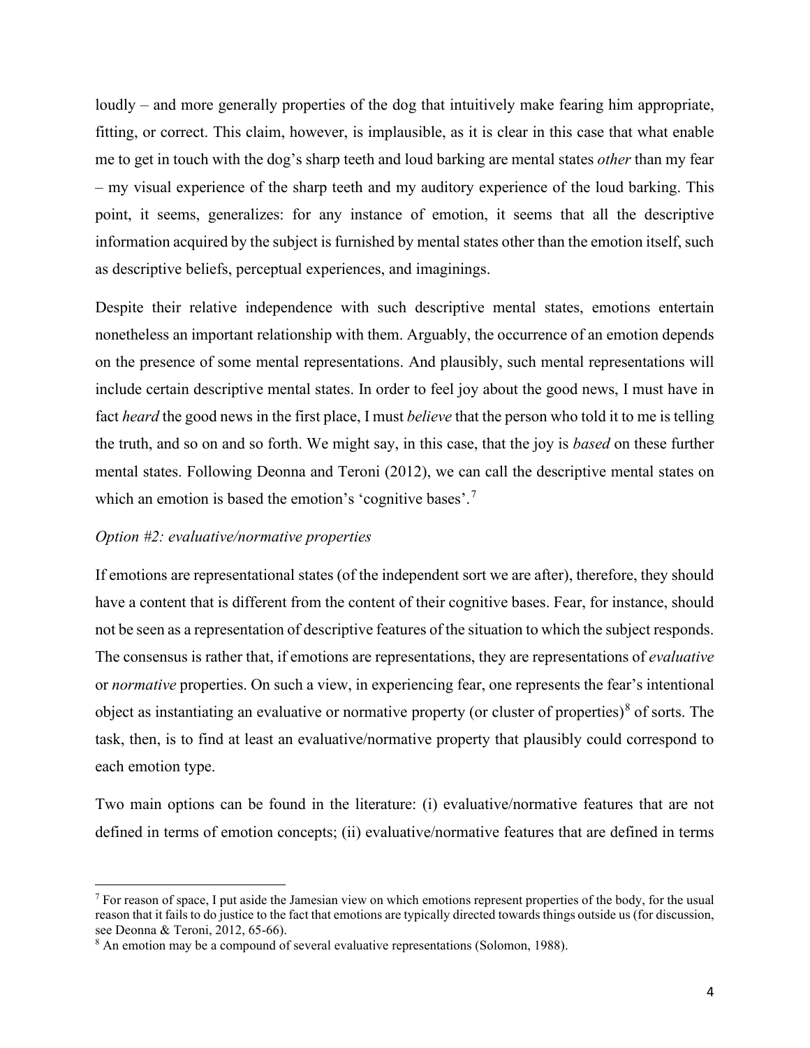loudly – and more generally properties of the dog that intuitively make fearing him appropriate, fitting, or correct. This claim, however, is implausible, as it is clear in this case that what enable me to get in touch with the dog's sharp teeth and loud barking are mental states *other* than my fear – my visual experience of the sharp teeth and my auditory experience of the loud barking. This point, it seems, generalizes: for any instance of emotion, it seems that all the descriptive information acquired by the subject is furnished by mental states other than the emotion itself, such as descriptive beliefs, perceptual experiences, and imaginings.

Despite their relative independence with such descriptive mental states, emotions entertain nonetheless an important relationship with them. Arguably, the occurrence of an emotion depends on the presence of some mental representations. And plausibly, such mental representations will include certain descriptive mental states. In order to feel joy about the good news, I must have in fact *heard* the good news in the first place, I must *believe* that the person who told it to me is telling the truth, and so on and so forth. We might say, in this case, that the joy is *based* on these further mental states. Following Deonna and Teroni (2012), we can call the descriptive mental states on which an emotion is based the emotion's 'cognitive bases'.[7]

*Option #2: evaluative/normative properties*

If emotions are representational states (of the independent sort we are after), therefore, they should have a content that is different from the content of their cognitive bases. Fear, for instance, should not be seen as a representation of descriptive features of the situation to which the subject responds. The consensus is rather that, if emotions are representations, they are representations of *evaluative* or *normative* properties. On such a view, in experiencing fear, one represents the fear's intentional object as instantiating an evaluative or normative property (or cluster of properties)[8] of sorts. The task, then, is to find at least an evaluative/normative property that plausibly could correspond to each emotion type.

Two main options can be found in the literature: (i) evaluative/normative features that are not defined in terms of emotion concepts; (ii) evaluative/normative features that are defined in terms

[7] For reason of space, I put aside the Jamesian view on which emotions represent properties of the body, for the usual reason that it fails to do justice to the fact that emotions are typically directed towards things outside us (for discussion, see Deonna & Teroni, 2012, 65-66).

[8] An emotion may be a compound of several evaluative representations (Solomon, 1988).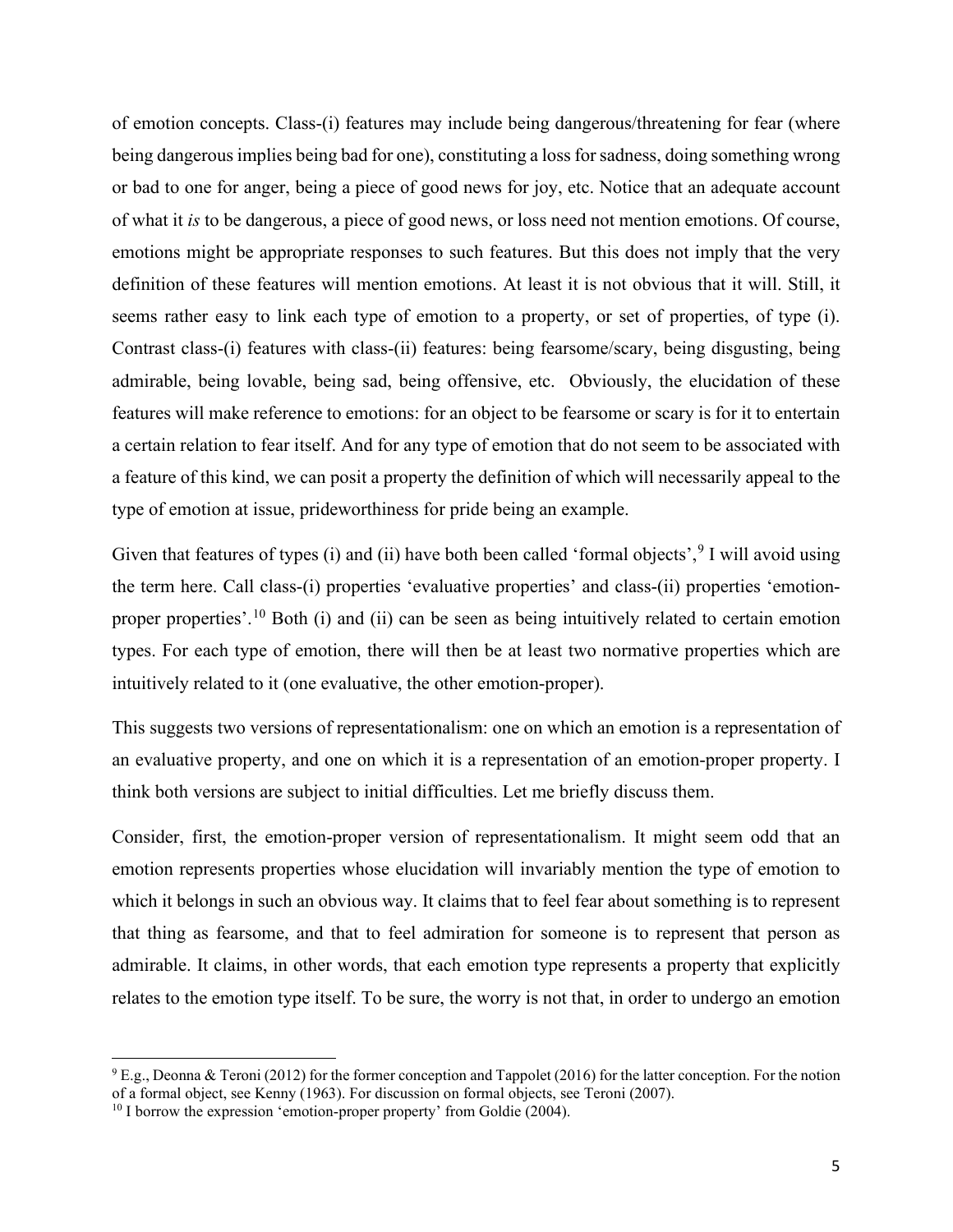of emotion concepts. Class-(i) features may include being dangerous/threatening for fear (where being dangerous implies being bad for one), constituting a loss for sadness, doing something wrong or bad to one for anger, being a piece of good news for joy, etc. Notice that an adequate account of what it *is* to be dangerous, a piece of good news, or loss need not mention emotions. Of course, emotions might be appropriate responses to such features. But this does not imply that the very definition of these features will mention emotions. At least it is not obvious that it will. Still, it seems rather easy to link each type of emotion to a property, or set of properties, of type (i). Contrast class-(i) features with class-(ii) features: being fearsome/scary, being disgusting, being admirable, being lovable, being sad, being offensive, etc. Obviously, the elucidation of these features will make reference to emotions: for an object to be fearsome or scary is for it to entertain a certain relation to fear itself. And for any type of emotion that do not seem to be associated with a feature of this kind, we can posit a property the definition of which will necessarily appeal to the type of emotion at issue, prideworthiness for pride being an example.

Given that features of types (i) and (ii) have both been called 'formal objects',[9] I will avoid using the term here. Call class-(i) properties 'evaluative properties' and class-(ii) properties 'emotion-proper properties'.[10] Both (i) and (ii) can be seen as being intuitively related to certain emotion types. For each type of emotion, there will then be at least two normative properties which are intuitively related to it (one evaluative, the other emotion-proper).

This suggests two versions of representationalism: one on which an emotion is a representation of an evaluative property, and one on which it is a representation of an emotion-proper property. I think both versions are subject to initial difficulties. Let me briefly discuss them.

Consider, first, the emotion-proper version of representationalism. It might seem odd that an emotion represents properties whose elucidation will invariably mention the type of emotion to which it belongs in such an obvious way. It claims that to feel fear about something is to represent that thing as fearsome, and that to feel admiration for someone is to represent that person as admirable. It claims, in other words, that each emotion type represents a property that explicitly relates to the emotion type itself. To be sure, the worry is not that, in order to undergo an emotion

[9] E.g., Deonna & Teroni (2012) for the former conception and Tappolet (2016) for the latter conception. For the notion of a formal object, see Kenny (1963). For discussion on formal objects, see Teroni (2007).

[10] I borrow the expression 'emotion-proper property' from Goldie (2004).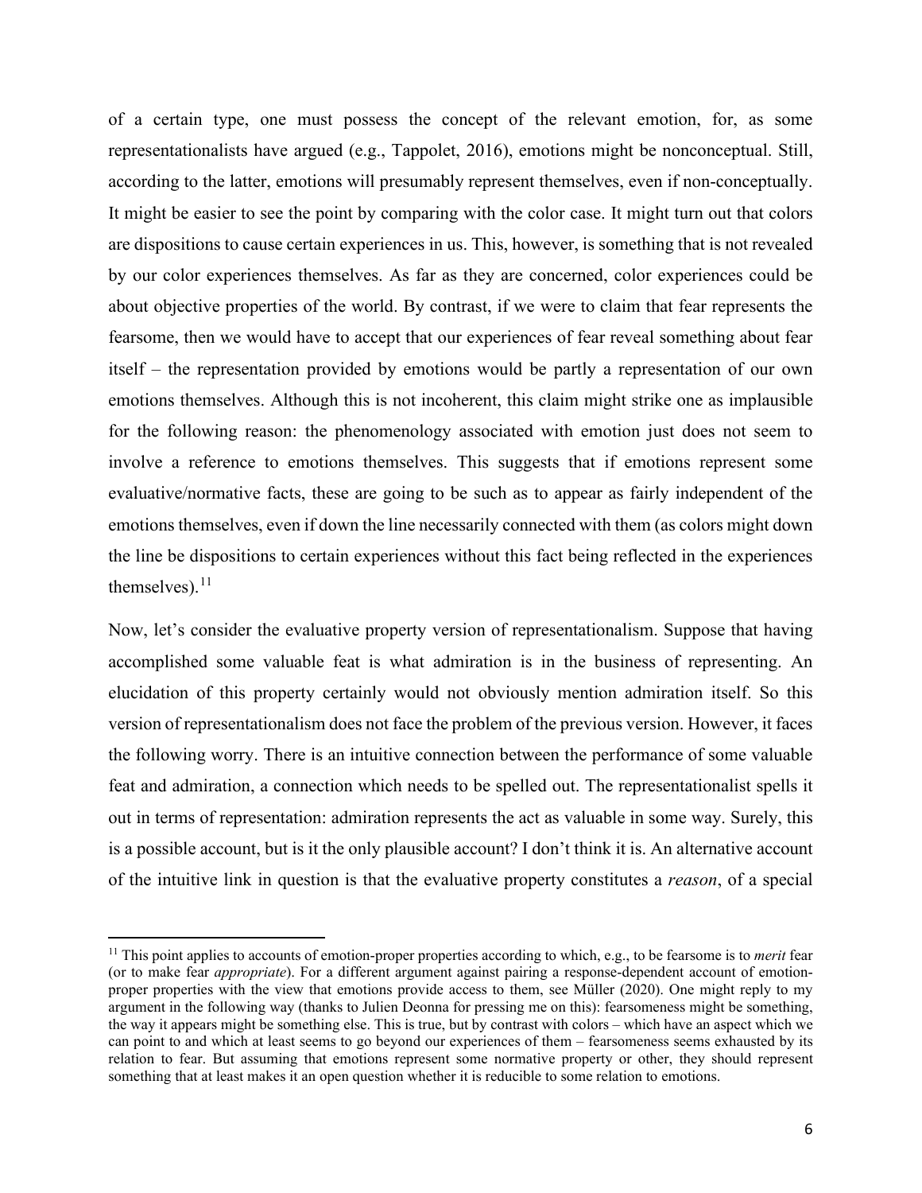of a certain type, one must possess the concept of the relevant emotion, for, as some representationalists have argued (e.g., Tappolet, 2016), emotions might be nonconceptual. Still, according to the latter, emotions will presumably represent themselves, even if non-conceptually. It might be easier to see the point by comparing with the color case. It might turn out that colors are dispositions to cause certain experiences in us. This, however, is something that is not revealed by our color experiences themselves. As far as they are concerned, color experiences could be about objective properties of the world. By contrast, if we were to claim that fear represents the fearsome, then we would have to accept that our experiences of fear reveal something about fear itself – the representation provided by emotions would be partly a representation of our own emotions themselves. Although this is not incoherent, this claim might strike one as implausible for the following reason: the phenomenology associated with emotion just does not seem to involve a reference to emotions themselves. This suggests that if emotions represent some evaluative/normative facts, these are going to be such as to appear as fairly independent of the emotions themselves, even if down the line necessarily connected with them (as colors might down the line be dispositions to certain experiences without this fact being reflected in the experiences themselves).[11]

Now, let's consider the evaluative property version of representationalism. Suppose that having accomplished some valuable feat is what admiration is in the business of representing. An elucidation of this property certainly would not obviously mention admiration itself. So this version of representationalism does not face the problem of the previous version. However, it faces the following worry. There is an intuitive connection between the performance of some valuable feat and admiration, a connection which needs to be spelled out. The representationalist spells it out in terms of representation: admiration represents the act as valuable in some way. Surely, this is a possible account, but is it the only plausible account? I don't think it is. An alternative account of the intuitive link in question is that the evaluative property constitutes a *reason*, of a special

[11] This point applies to accounts of emotion-proper properties according to which, e.g., to be fearsome is to *merit* fear (or to make fear *appropriate*). For a different argument against pairing a response-dependent account of emotion-proper properties with the view that emotions provide access to them, see Müller (2020). One might reply to my argument in the following way (thanks to Julien Deonna for pressing me on this): fearsomeness might be something, the way it appears might be something else. This is true, but by contrast with colors – which have an aspect which we can point to and which at least seems to go beyond our experiences of them – fearsomeness seems exhausted by its relation to fear. But assuming that emotions represent some normative property or other, they should represent something that at least makes it an open question whether it is reducible to some relation to emotions.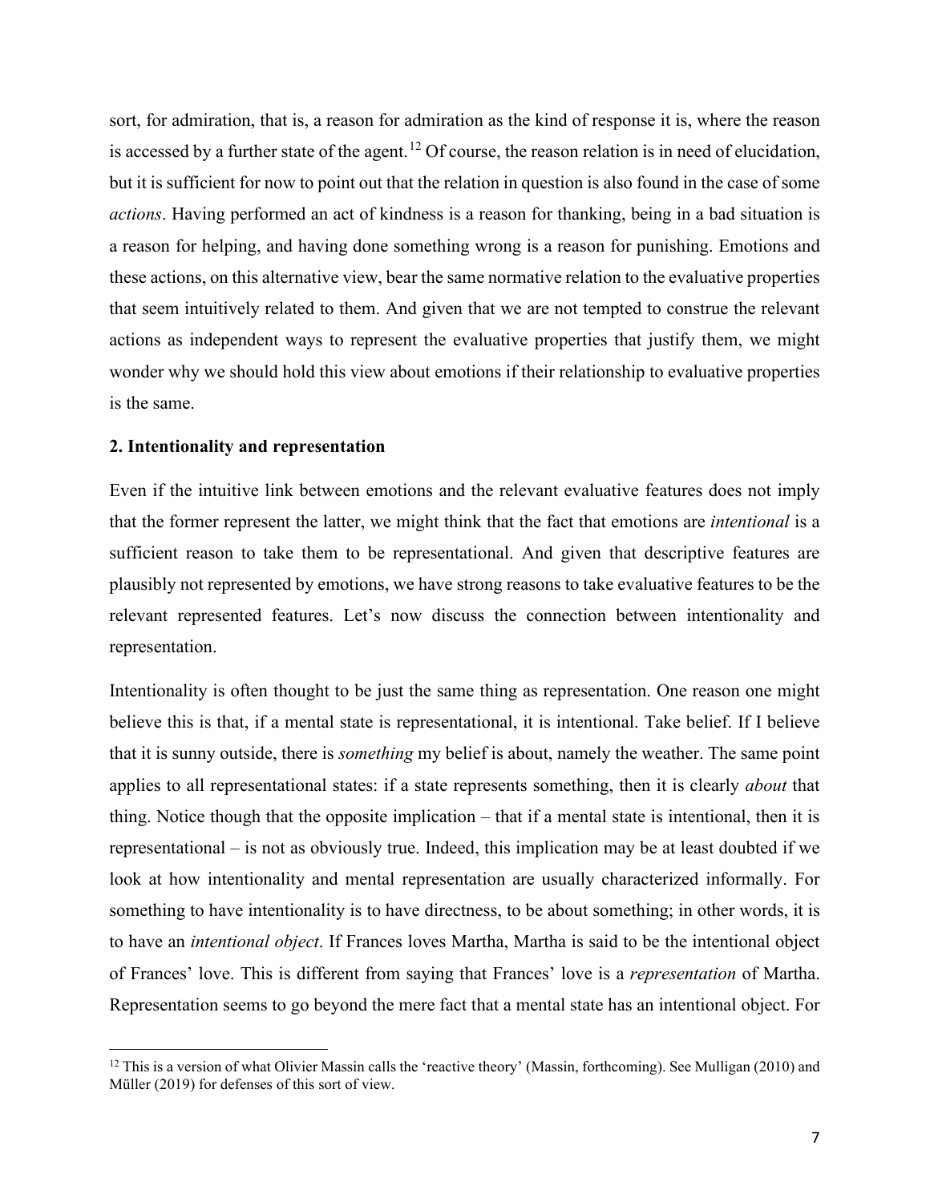sort, for admiration, that is, a reason for admiration as the kind of response it is, where the reason is accessed by a further state of the agent.[12] Of course, the reason relation is in need of elucidation, but it is sufficient for now to point out that the relation in question is also found in the case of some *actions*. Having performed an act of kindness is a reason for thanking, being in a bad situation is a reason for helping, and having done something wrong is a reason for punishing. Emotions and these actions, on this alternative view, bear the same normative relation to the evaluative properties that seem intuitively related to them. And given that we are not tempted to construe the relevant actions as independent ways to represent the evaluative properties that justify them, we might wonder why we should hold this view about emotions if their relationship to evaluative properties is the same.

## 2. Intentionality and representation

Even if the intuitive link between emotions and the relevant evaluative features does not imply that the former represent the latter, we might think that the fact that emotions are *intentional* is a sufficient reason to take them to be representational. And given that descriptive features are plausibly not represented by emotions, we have strong reasons to take evaluative features to be the relevant represented features. Let's now discuss the connection between intentionality and representation.

Intentionality is often thought to be just the same thing as representation. One reason one might believe this is that, if a mental state is representational, it is intentional. Take belief. If I believe that it is sunny outside, there is *something* my belief is about, namely the weather. The same point applies to all representational states: if a state represents something, then it is clearly *about* that thing. Notice though that the opposite implication – that if a mental state is intentional, then it is representational – is not as obviously true. Indeed, this implication may be at least doubted if we look at how intentionality and mental representation are usually characterized informally. For something to have intentionality is to have directness, to be about something; in other words, it is to have an *intentional object*. If Frances loves Martha, Martha is said to be the intentional object of Frances' love. This is different from saying that Frances' love is a *representation* of Martha. Representation seems to go beyond the mere fact that a mental state has an intentional object. For

[12] This is a version of what Olivier Massin calls the 'reactive theory' (Massin, forthcoming). See Mulligan (2010) and Müller (2019) for defenses of this sort of view.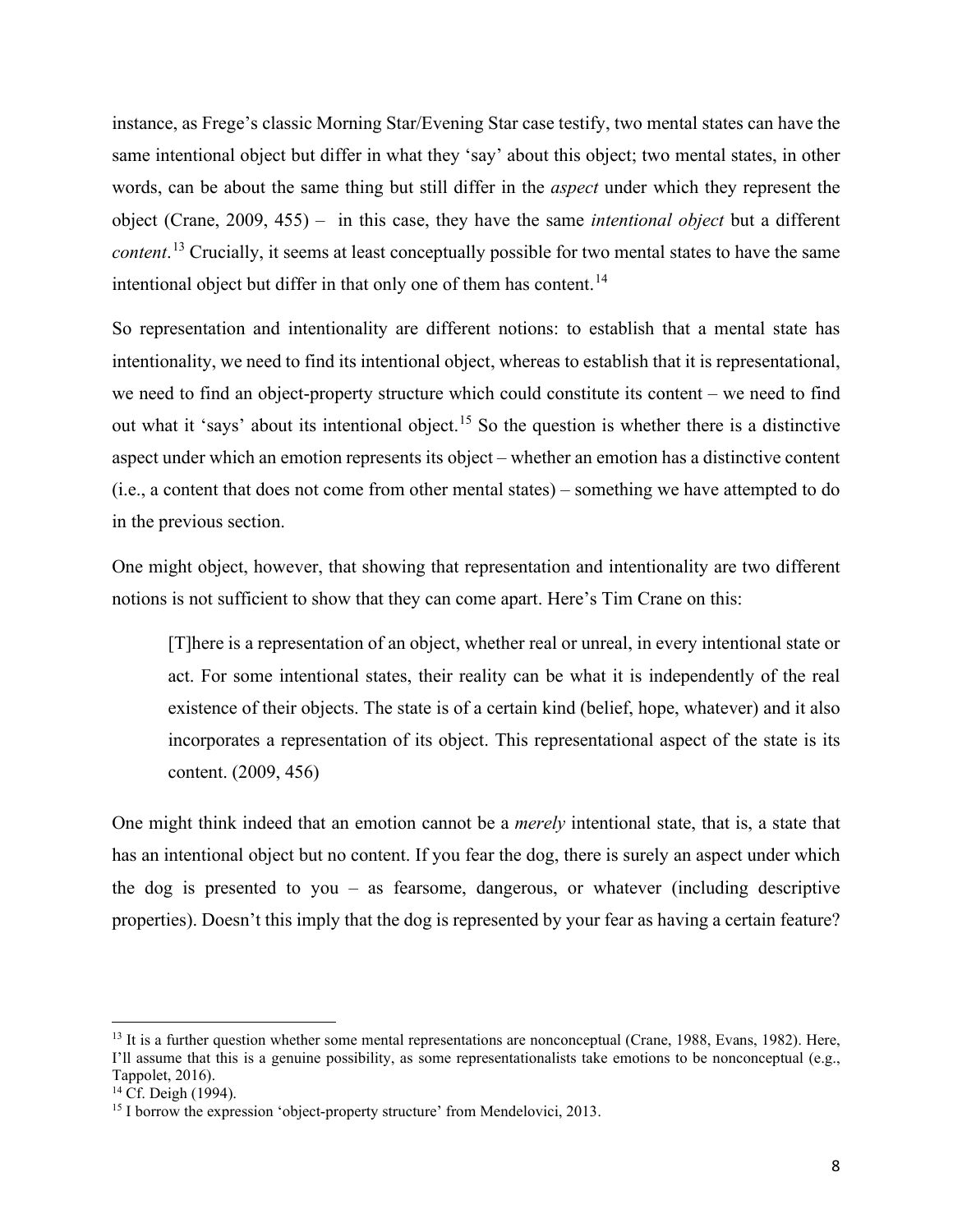instance, as Frege's classic Morning Star/Evening Star case testify, two mental states can have the same intentional object but differ in what they 'say' about this object; two mental states, in other words, can be about the same thing but still differ in the *aspect* under which they represent the object (Crane, 2009, 455) – in this case, they have the same *intentional object* but a different *content*.[13] Crucially, it seems at least conceptually possible for two mental states to have the same intentional object but differ in that only one of them has content.[14]

So representation and intentionality are different notions: to establish that a mental state has intentionality, we need to find its intentional object, whereas to establish that it is representational, we need to find an object-property structure which could constitute its content – we need to find out what it 'says' about its intentional object.[15] So the question is whether there is a distinctive aspect under which an emotion represents its object – whether an emotion has a distinctive content (i.e., a content that does not come from other mental states) – something we have attempted to do in the previous section.

One might object, however, that showing that representation and intentionality are two different notions is not sufficient to show that they can come apart. Here's Tim Crane on this:

> [T]here is a representation of an object, whether real or unreal, in every intentional state or act. For some intentional states, their reality can be what it is independently of the real existence of their objects. The state is of a certain kind (belief, hope, whatever) and it also incorporates a representation of its object. This representational aspect of the state is its content. (2009, 456)

One might think indeed that an emotion cannot be a *merely* intentional state, that is, a state that has an intentional object but no content. If you fear the dog, there is surely an aspect under which the dog is presented to you – as fearsome, dangerous, or whatever (including descriptive properties). Doesn't this imply that the dog is represented by your fear as having a certain feature?

---

[13] It is a further question whether some mental representations are nonconceptual (Crane, 1988, Evans, 1982). Here, I'll assume that this is a genuine possibility, as some representationalists take emotions to be nonconceptual (e.g., Tappolet, 2016).

[14] Cf. Deigh (1994).

[15] I borrow the expression 'object-property structure' from Mendelovici, 2013.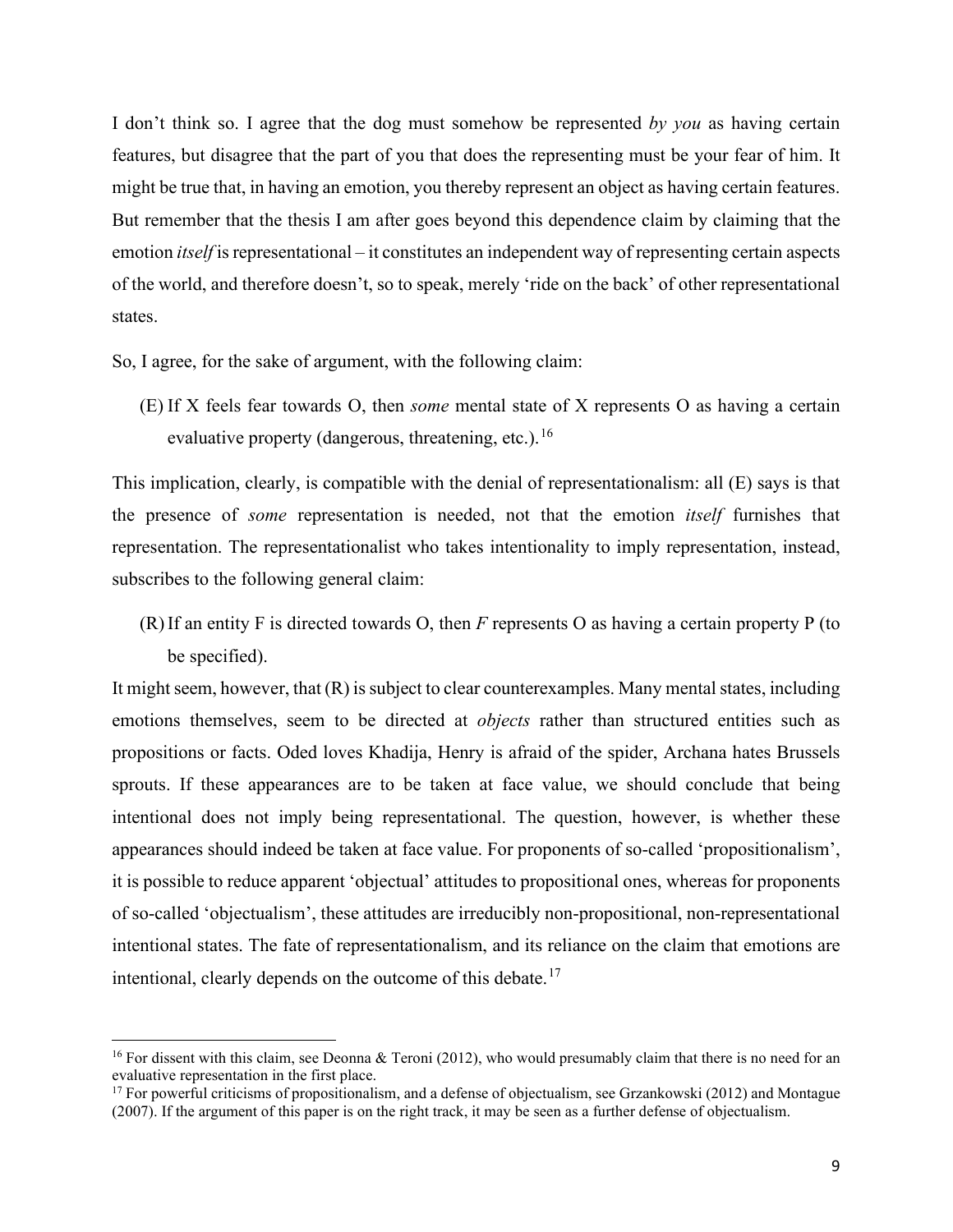I don't think so. I agree that the dog must somehow be represented *by you* as having certain features, but disagree that the part of you that does the representing must be your fear of him. It might be true that, in having an emotion, you thereby represent an object as having certain features. But remember that the thesis I am after goes beyond this dependence claim by claiming that the emotion *itself* is representational – it constitutes an independent way of representing certain aspects of the world, and therefore doesn't, so to speak, merely 'ride on the back' of other representational states.

So, I agree, for the sake of argument, with the following claim:

(E) If X feels fear towards O, then *some* mental state of X represents O as having a certain evaluative property (dangerous, threatening, etc.).[16]

This implication, clearly, is compatible with the denial of representationalism: all (E) says is that the presence of *some* representation is needed, not that the emotion *itself* furnishes that representation. The representationalist who takes intentionality to imply representation, instead, subscribes to the following general claim:

(R) If an entity F is directed towards O, then *F* represents O as having a certain property P (to be specified).

It might seem, however, that (R) is subject to clear counterexamples. Many mental states, including emotions themselves, seem to be directed at *objects* rather than structured entities such as propositions or facts. Oded loves Khadija, Henry is afraid of the spider, Archana hates Brussels sprouts. If these appearances are to be taken at face value, we should conclude that being intentional does not imply being representational. The question, however, is whether these appearances should indeed be taken at face value. For proponents of so-called 'propositionalism', it is possible to reduce apparent 'objectual' attitudes to propositional ones, whereas for proponents of so-called 'objectualism', these attitudes are irreducibly non-propositional, non-representational intentional states. The fate of representationalism, and its reliance on the claim that emotions are intentional, clearly depends on the outcome of this debate.[17]

---

[16] For dissent with this claim, see Deonna & Teroni (2012), who would presumably claim that there is no need for an evaluative representation in the first place.

[17] For powerful criticisms of propositionalism, and a defense of objectualism, see Grzankowski (2012) and Montague (2007). If the argument of this paper is on the right track, it may be seen as a further defense of objectualism.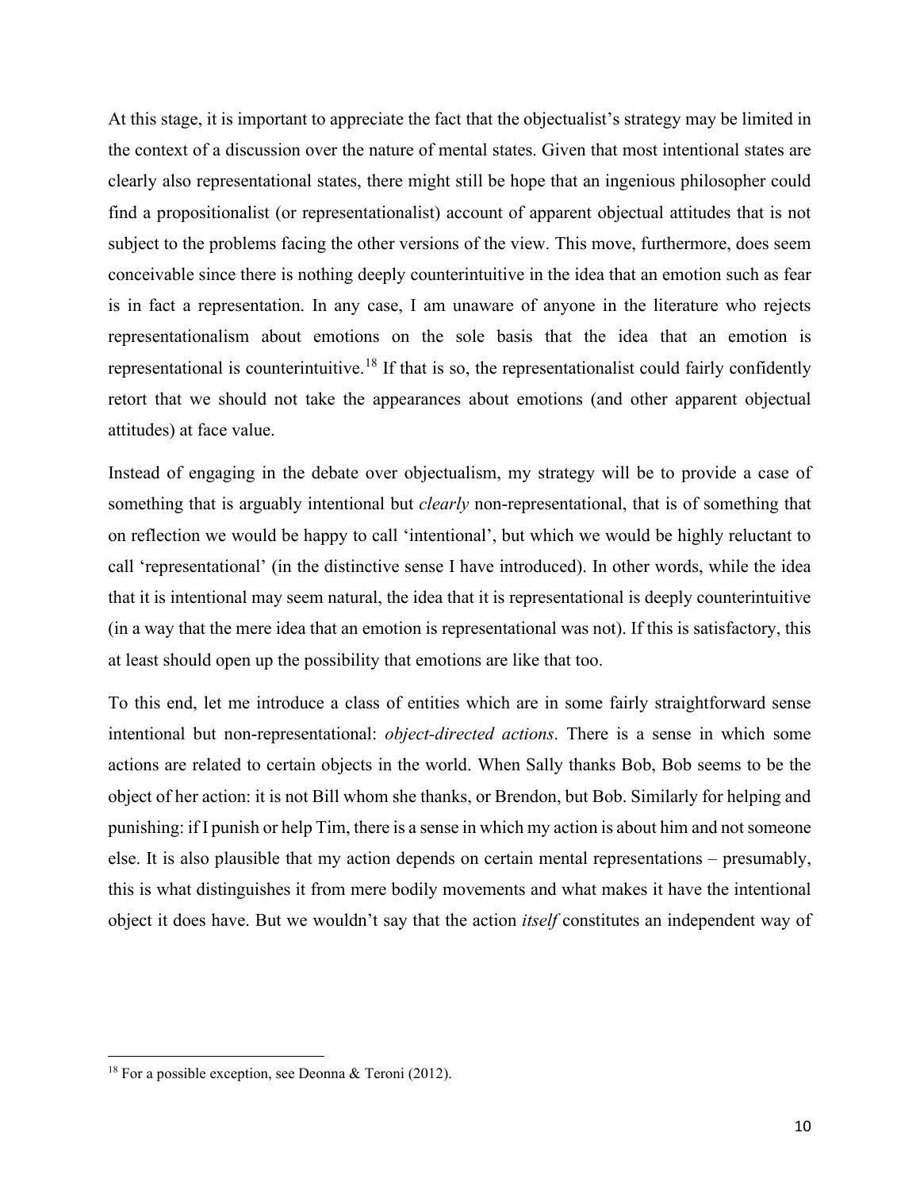At this stage, it is important to appreciate the fact that the objectualist's strategy may be limited in the context of a discussion over the nature of mental states. Given that most intentional states are clearly also representational states, there might still be hope that an ingenious philosopher could find a propositionalist (or representationalist) account of apparent objectual attitudes that is not subject to the problems facing the other versions of the view. This move, furthermore, does seem conceivable since there is nothing deeply counterintuitive in the idea that an emotion such as fear is in fact a representation. In any case, I am unaware of anyone in the literature who rejects representationalism about emotions on the sole basis that the idea that an emotion is representational is counterintuitive.[18] If that is so, the representationalist could fairly confidently retort that we should not take the appearances about emotions (and other apparent objectual attitudes) at face value.

Instead of engaging in the debate over objectualism, my strategy will be to provide a case of something that is arguably intentional but *clearly* non-representational, that is of something that on reflection we would be happy to call 'intentional', but which we would be highly reluctant to call 'representational' (in the distinctive sense I have introduced). In other words, while the idea that it is intentional may seem natural, the idea that it is representational is deeply counterintuitive (in a way that the mere idea that an emotion is representational was not). If this is satisfactory, this at least should open up the possibility that emotions are like that too.

To this end, let me introduce a class of entities which are in some fairly straightforward sense intentional but non-representational: *object-directed actions*. There is a sense in which some actions are related to certain objects in the world. When Sally thanks Bob, Bob seems to be the object of her action: it is not Bill whom she thanks, or Brendon, but Bob. Similarly for helping and punishing: if I punish or help Tim, there is a sense in which my action is about him and not someone else. It is also plausible that my action depends on certain mental representations – presumably, this is what distinguishes it from mere bodily movements and what makes it have the intentional object it does have. But we wouldn't say that the action *itself* constitutes an independent way of

[18] For a possible exception, see Deonna & Teroni (2012).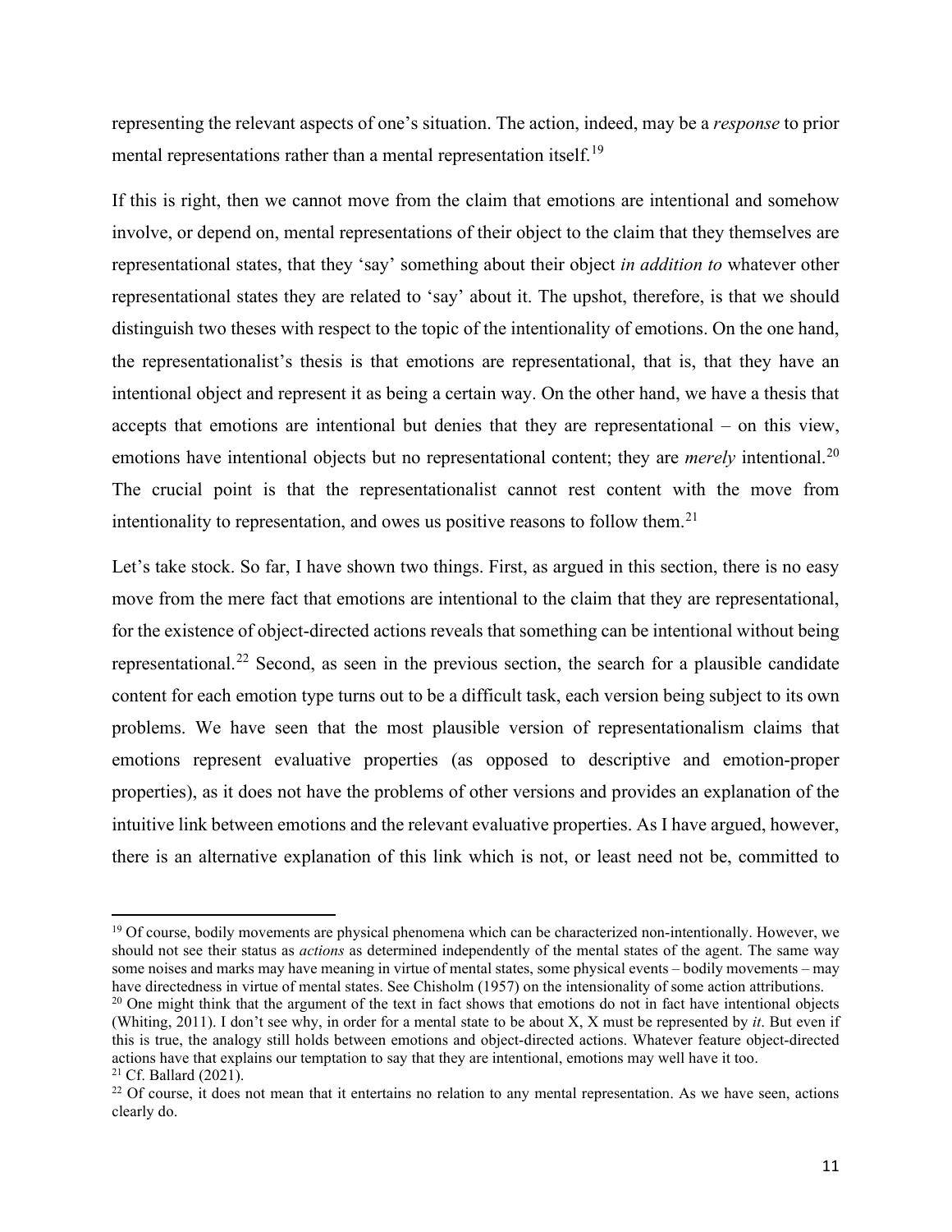representing the relevant aspects of one's situation. The action, indeed, may be a *response* to prior mental representations rather than a mental representation itself.[19]

If this is right, then we cannot move from the claim that emotions are intentional and somehow involve, or depend on, mental representations of their object to the claim that they themselves are representational states, that they 'say' something about their object *in addition to* whatever other representational states they are related to 'say' about it. The upshot, therefore, is that we should distinguish two theses with respect to the topic of the intentionality of emotions. On the one hand, the representationalist's thesis is that emotions are representational, that is, that they have an intentional object and represent it as being a certain way. On the other hand, we have a thesis that accepts that emotions are intentional but denies that they are representational – on this view, emotions have intentional objects but no representational content; they are *merely* intentional.[20] The crucial point is that the representationalist cannot rest content with the move from intentionality to representation, and owes us positive reasons to follow them.[21]

Let's take stock. So far, I have shown two things. First, as argued in this section, there is no easy move from the mere fact that emotions are intentional to the claim that they are representational, for the existence of object-directed actions reveals that something can be intentional without being representational.[22] Second, as seen in the previous section, the search for a plausible candidate content for each emotion type turns out to be a difficult task, each version being subject to its own problems. We have seen that the most plausible version of representationalism claims that emotions represent evaluative properties (as opposed to descriptive and emotion-proper properties), as it does not have the problems of other versions and provides an explanation of the intuitive link between emotions and the relevant evaluative properties. As I have argued, however, there is an alternative explanation of this link which is not, or least need not be, committed to

---

[19] Of course, bodily movements are physical phenomena which can be characterized non-intentionally. However, we should not see their status as *actions* as determined independently of the mental states of the agent. The same way some noises and marks may have meaning in virtue of mental states, some physical events – bodily movements – may have directedness in virtue of mental states. See Chisholm (1957) on the intensionality of some action attributions.

[20] One might think that the argument of the text in fact shows that emotions do not in fact have intentional objects (Whiting, 2011). I don't see why, in order for a mental state to be about X, X must be represented by *it*. But even if this is true, the analogy still holds between emotions and object-directed actions. Whatever feature object-directed actions have that explains our temptation to say that they are intentional, emotions may well have it too.

[21] Cf. Ballard (2021).

[22] Of course, it does not mean that it entertains no relation to any mental representation. As we have seen, actions clearly do.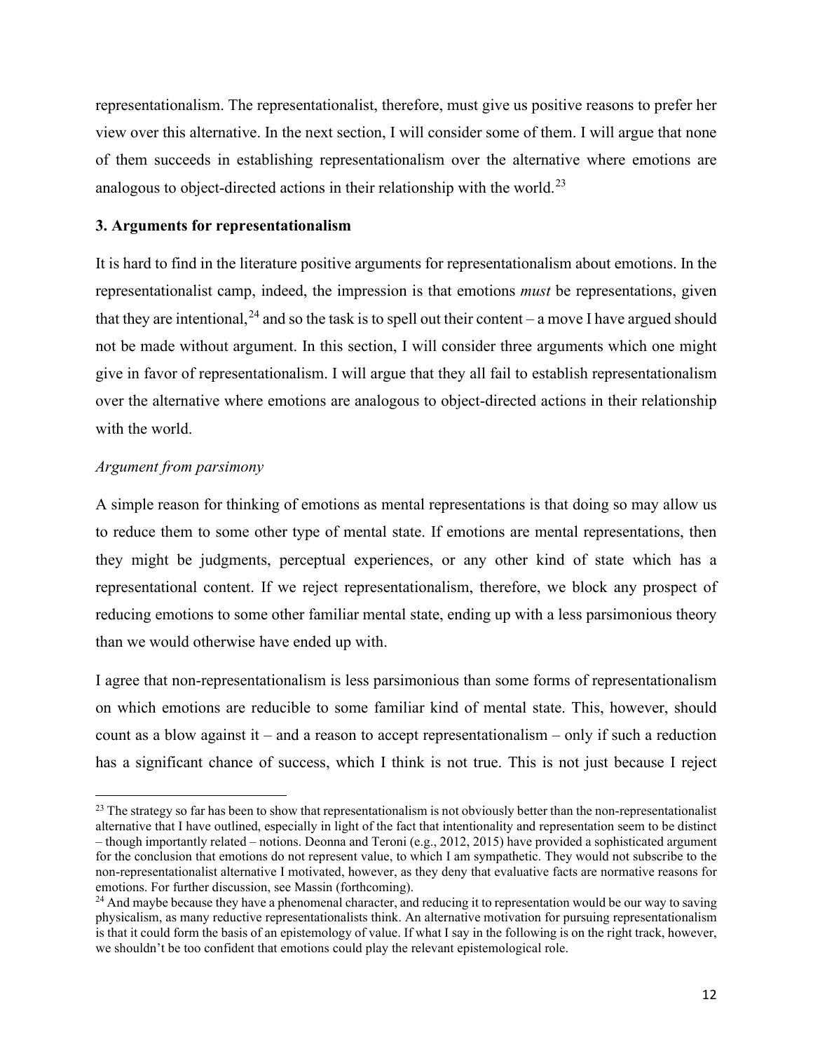representationalism. The representationalist, therefore, must give us positive reasons to prefer her view over this alternative. In the next section, I will consider some of them. I will argue that none of them succeeds in establishing representationalism over the alternative where emotions are analogous to object-directed actions in their relationship with the world.[23]

### 3. Arguments for representationalism

It is hard to find in the literature positive arguments for representationalism about emotions. In the representationalist camp, indeed, the impression is that emotions *must* be representations, given that they are intentional,[24] and so the task is to spell out their content – a move I have argued should not be made without argument. In this section, I will consider three arguments which one might give in favor of representationalism. I will argue that they all fail to establish representationalism over the alternative where emotions are analogous to object-directed actions in their relationship with the world.

*Argument from parsimony*

A simple reason for thinking of emotions as mental representations is that doing so may allow us to reduce them to some other type of mental state. If emotions are mental representations, then they might be judgments, perceptual experiences, or any other kind of state which has a representational content. If we reject representationalism, therefore, we block any prospect of reducing emotions to some other familiar mental state, ending up with a less parsimonious theory than we would otherwise have ended up with.

I agree that non-representationalism is less parsimonious than some forms of representationalism on which emotions are reducible to some familiar kind of mental state. This, however, should count as a blow against it – and a reason to accept representationalism – only if such a reduction has a significant chance of success, which I think is not true. This is not just because I reject

---

[23] The strategy so far has been to show that representationalism is not obviously better than the non-representationalist alternative that I have outlined, especially in light of the fact that intentionality and representation seem to be distinct – though importantly related – notions. Deonna and Teroni (e.g., 2012, 2015) have provided a sophisticated argument for the conclusion that emotions do not represent value, to which I am sympathetic. They would not subscribe to the non-representationalist alternative I motivated, however, as they deny that evaluative facts are normative reasons for emotions. For further discussion, see Massin (forthcoming).

[24] And maybe because they have a phenomenal character, and reducing it to representation would be our way to saving physicalism, as many reductive representationalists think. An alternative motivation for pursuing representationalism is that it could form the basis of an epistemology of value. If what I say in the following is on the right track, however, we shouldn't be too confident that emotions could play the relevant epistemological role.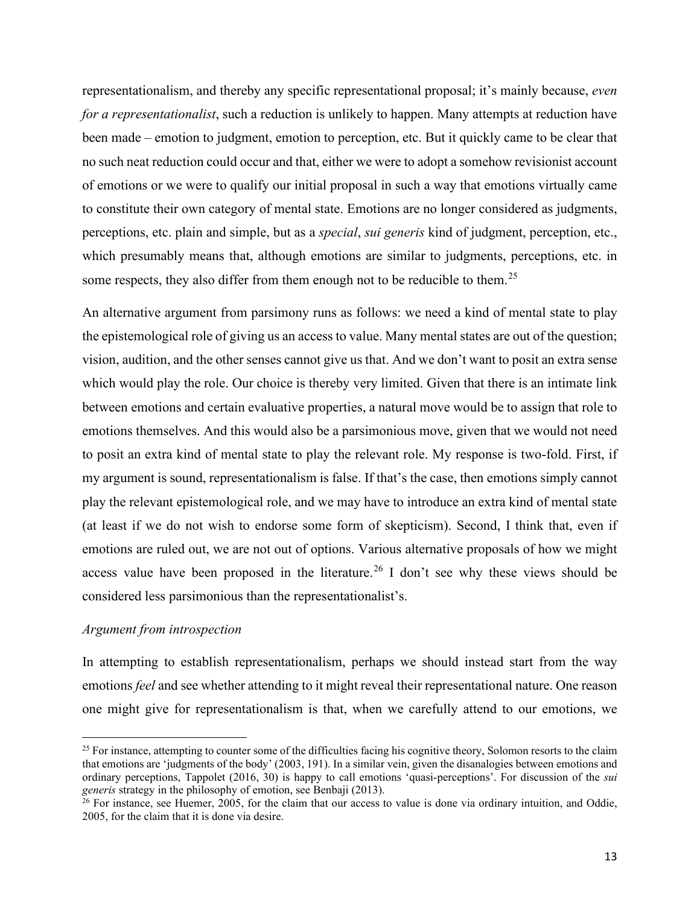representationalism, and thereby any specific representational proposal; it's mainly because, *even for a representationalist*, such a reduction is unlikely to happen. Many attempts at reduction have been made – emotion to judgment, emotion to perception, etc. But it quickly came to be clear that no such neat reduction could occur and that, either we were to adopt a somehow revisionist account of emotions or we were to qualify our initial proposal in such a way that emotions virtually came to constitute their own category of mental state. Emotions are no longer considered as judgments, perceptions, etc. plain and simple, but as a *special*, *sui generis* kind of judgment, perception, etc., which presumably means that, although emotions are similar to judgments, perceptions, etc. in some respects, they also differ from them enough not to be reducible to them.[25]

An alternative argument from parsimony runs as follows: we need a kind of mental state to play the epistemological role of giving us an access to value. Many mental states are out of the question; vision, audition, and the other senses cannot give us that. And we don't want to posit an extra sense which would play the role. Our choice is thereby very limited. Given that there is an intimate link between emotions and certain evaluative properties, a natural move would be to assign that role to emotions themselves. And this would also be a parsimonious move, given that we would not need to posit an extra kind of mental state to play the relevant role. My response is two-fold. First, if my argument is sound, representationalism is false. If that's the case, then emotions simply cannot play the relevant epistemological role, and we may have to introduce an extra kind of mental state (at least if we do not wish to endorse some form of skepticism). Second, I think that, even if emotions are ruled out, we are not out of options. Various alternative proposals of how we might access value have been proposed in the literature.[26] I don't see why these views should be considered less parsimonious than the representationalist's.

*Argument from introspection*

In attempting to establish representationalism, perhaps we should instead start from the way emotions *feel* and see whether attending to it might reveal their representational nature. One reason one might give for representationalism is that, when we carefully attend to our emotions, we

---

[25] For instance, attempting to counter some of the difficulties facing his cognitive theory, Solomon resorts to the claim that emotions are 'judgments of the body' (2003, 191). In a similar vein, given the disanalogies between emotions and ordinary perceptions, Tappolet (2016, 30) is happy to call emotions 'quasi-perceptions'. For discussion of the *sui generis* strategy in the philosophy of emotion, see Benbaji (2013).

[26] For instance, see Huemer, 2005, for the claim that our access to value is done via ordinary intuition, and Oddie, 2005, for the claim that it is done via desire.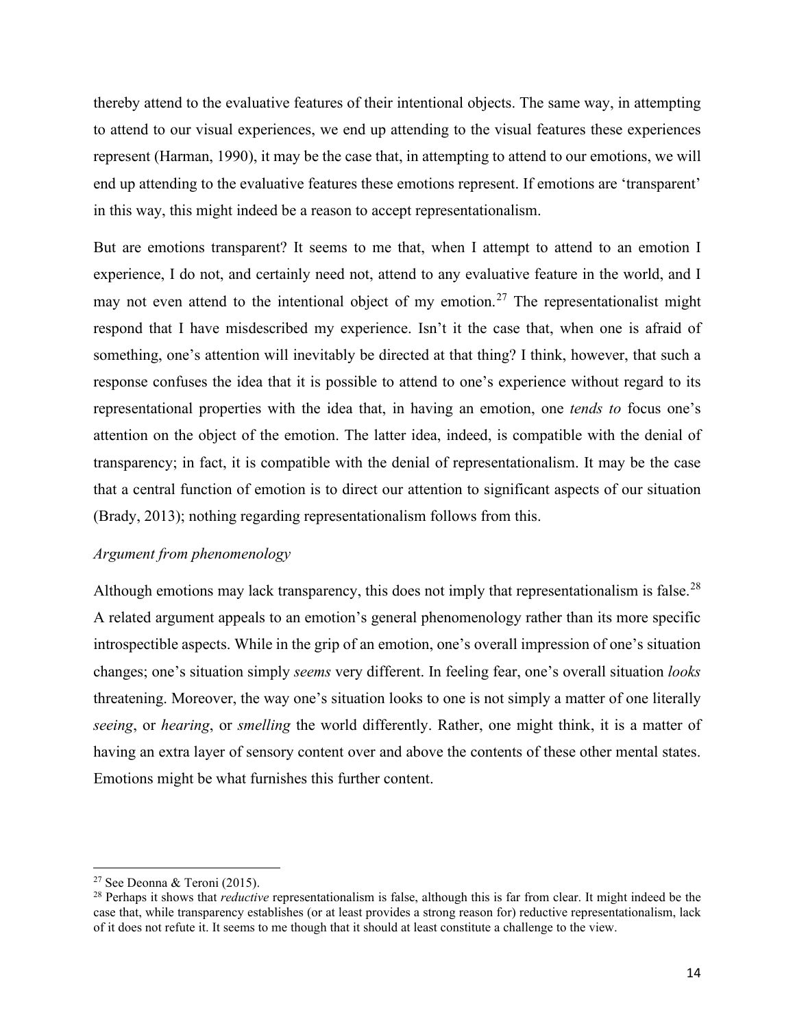thereby attend to the evaluative features of their intentional objects. The same way, in attempting to attend to our visual experiences, we end up attending to the visual features these experiences represent (Harman, 1990), it may be the case that, in attempting to attend to our emotions, we will end up attending to the evaluative features these emotions represent. If emotions are 'transparent' in this way, this might indeed be a reason to accept representationalism.

But are emotions transparent? It seems to me that, when I attempt to attend to an emotion I experience, I do not, and certainly need not, attend to any evaluative feature in the world, and I may not even attend to the intentional object of my emotion.[27] The representationalist might respond that I have misdescribed my experience. Isn't it the case that, when one is afraid of something, one's attention will inevitably be directed at that thing? I think, however, that such a response confuses the idea that it is possible to attend to one's experience without regard to its representational properties with the idea that, in having an emotion, one *tends to* focus one's attention on the object of the emotion. The latter idea, indeed, is compatible with the denial of transparency; in fact, it is compatible with the denial of representationalism. It may be the case that a central function of emotion is to direct our attention to significant aspects of our situation (Brady, 2013); nothing regarding representationalism follows from this.

*Argument from phenomenology*

Although emotions may lack transparency, this does not imply that representationalism is false.[28] A related argument appeals to an emotion's general phenomenology rather than its more specific introspectible aspects. While in the grip of an emotion, one's overall impression of one's situation changes; one's situation simply *seems* very different. In feeling fear, one's overall situation *looks* threatening. Moreover, the way one's situation looks to one is not simply a matter of one literally *seeing*, or *hearing*, or *smelling* the world differently. Rather, one might think, it is a matter of having an extra layer of sensory content over and above the contents of these other mental states. Emotions might be what furnishes this further content.

[27] See Deonna & Teroni (2015).

[28] Perhaps it shows that *reductive* representationalism is false, although this is far from clear. It might indeed be the case that, while transparency establishes (or at least provides a strong reason for) reductive representationalism, lack of it does not refute it. It seems to me though that it should at least constitute a challenge to the view.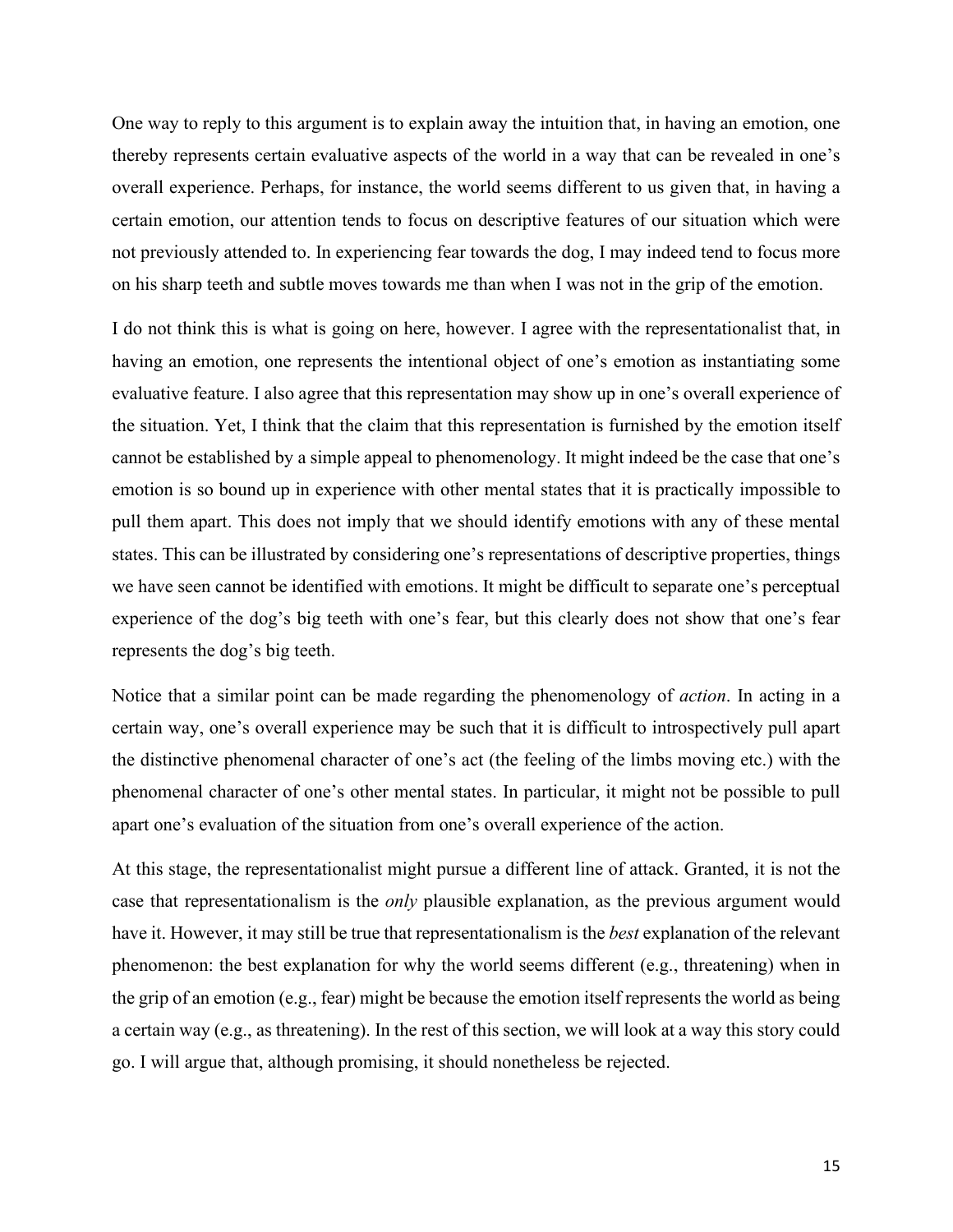One way to reply to this argument is to explain away the intuition that, in having an emotion, one thereby represents certain evaluative aspects of the world in a way that can be revealed in one's overall experience. Perhaps, for instance, the world seems different to us given that, in having a certain emotion, our attention tends to focus on descriptive features of our situation which were not previously attended to. In experiencing fear towards the dog, I may indeed tend to focus more on his sharp teeth and subtle moves towards me than when I was not in the grip of the emotion.

I do not think this is what is going on here, however. I agree with the representationalist that, in having an emotion, one represents the intentional object of one's emotion as instantiating some evaluative feature. I also agree that this representation may show up in one's overall experience of the situation. Yet, I think that the claim that this representation is furnished by the emotion itself cannot be established by a simple appeal to phenomenology. It might indeed be the case that one's emotion is so bound up in experience with other mental states that it is practically impossible to pull them apart. This does not imply that we should identify emotions with any of these mental states. This can be illustrated by considering one's representations of descriptive properties, things we have seen cannot be identified with emotions. It might be difficult to separate one's perceptual experience of the dog's big teeth with one's fear, but this clearly does not show that one's fear represents the dog's big teeth.

Notice that a similar point can be made regarding the phenomenology of *action*. In acting in a certain way, one's overall experience may be such that it is difficult to introspectively pull apart the distinctive phenomenal character of one's act (the feeling of the limbs moving etc.) with the phenomenal character of one's other mental states. In particular, it might not be possible to pull apart one's evaluation of the situation from one's overall experience of the action.

At this stage, the representationalist might pursue a different line of attack. Granted, it is not the case that representationalism is the *only* plausible explanation, as the previous argument would have it. However, it may still be true that representationalism is the *best* explanation of the relevant phenomenon: the best explanation for why the world seems different (e.g., threatening) when in the grip of an emotion (e.g., fear) might be because the emotion itself represents the world as being a certain way (e.g., as threatening). In the rest of this section, we will look at a way this story could go. I will argue that, although promising, it should nonetheless be rejected.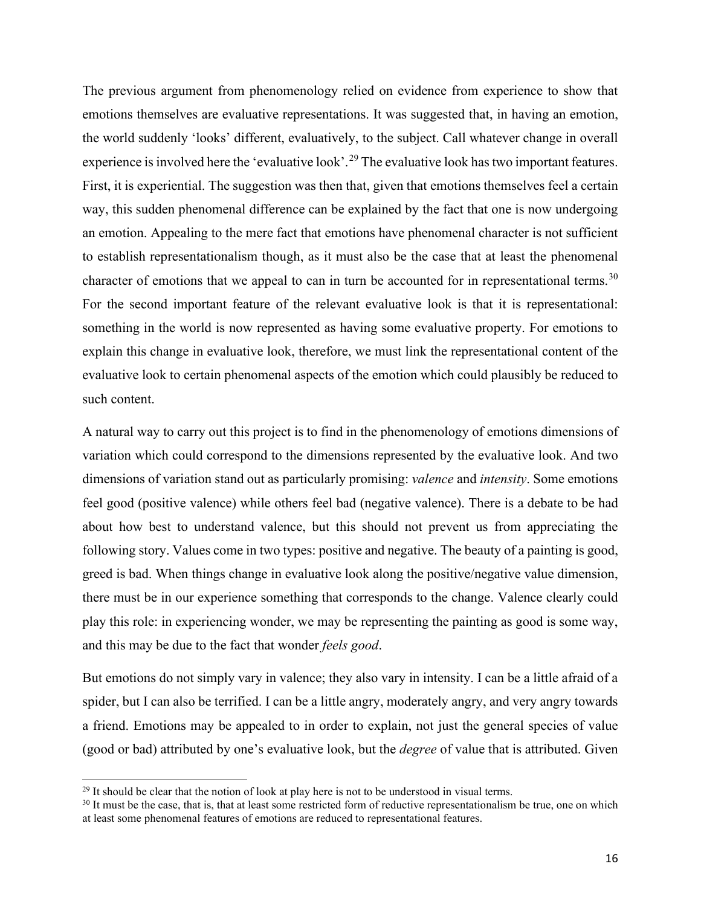The previous argument from phenomenology relied on evidence from experience to show that emotions themselves are evaluative representations. It was suggested that, in having an emotion, the world suddenly 'looks' different, evaluatively, to the subject. Call whatever change in overall experience is involved here the 'evaluative look'.[29] The evaluative look has two important features. First, it is experiential. The suggestion was then that, given that emotions themselves feel a certain way, this sudden phenomenal difference can be explained by the fact that one is now undergoing an emotion. Appealing to the mere fact that emotions have phenomenal character is not sufficient to establish representationalism though, as it must also be the case that at least the phenomenal character of emotions that we appeal to can in turn be accounted for in representational terms.[30] For the second important feature of the relevant evaluative look is that it is representational: something in the world is now represented as having some evaluative property. For emotions to explain this change in evaluative look, therefore, we must link the representational content of the evaluative look to certain phenomenal aspects of the emotion which could plausibly be reduced to such content.

A natural way to carry out this project is to find in the phenomenology of emotions dimensions of variation which could correspond to the dimensions represented by the evaluative look. And two dimensions of variation stand out as particularly promising: *valence* and *intensity*. Some emotions feel good (positive valence) while others feel bad (negative valence). There is a debate to be had about how best to understand valence, but this should not prevent us from appreciating the following story. Values come in two types: positive and negative. The beauty of a painting is good, greed is bad. When things change in evaluative look along the positive/negative value dimension, there must be in our experience something that corresponds to the change. Valence clearly could play this role: in experiencing wonder, we may be representing the painting as good is some way, and this may be due to the fact that wonder *feels good*.

But emotions do not simply vary in valence; they also vary in intensity. I can be a little afraid of a spider, but I can also be terrified. I can be a little angry, moderately angry, and very angry towards a friend. Emotions may be appealed to in order to explain, not just the general species of value (good or bad) attributed by one's evaluative look, but the *degree* of value that is attributed. Given

[29] It should be clear that the notion of look at play here is not to be understood in visual terms.

[30] It must be the case, that is, that at least some restricted form of reductive representationalism be true, one on which at least some phenomenal features of emotions are reduced to representational features.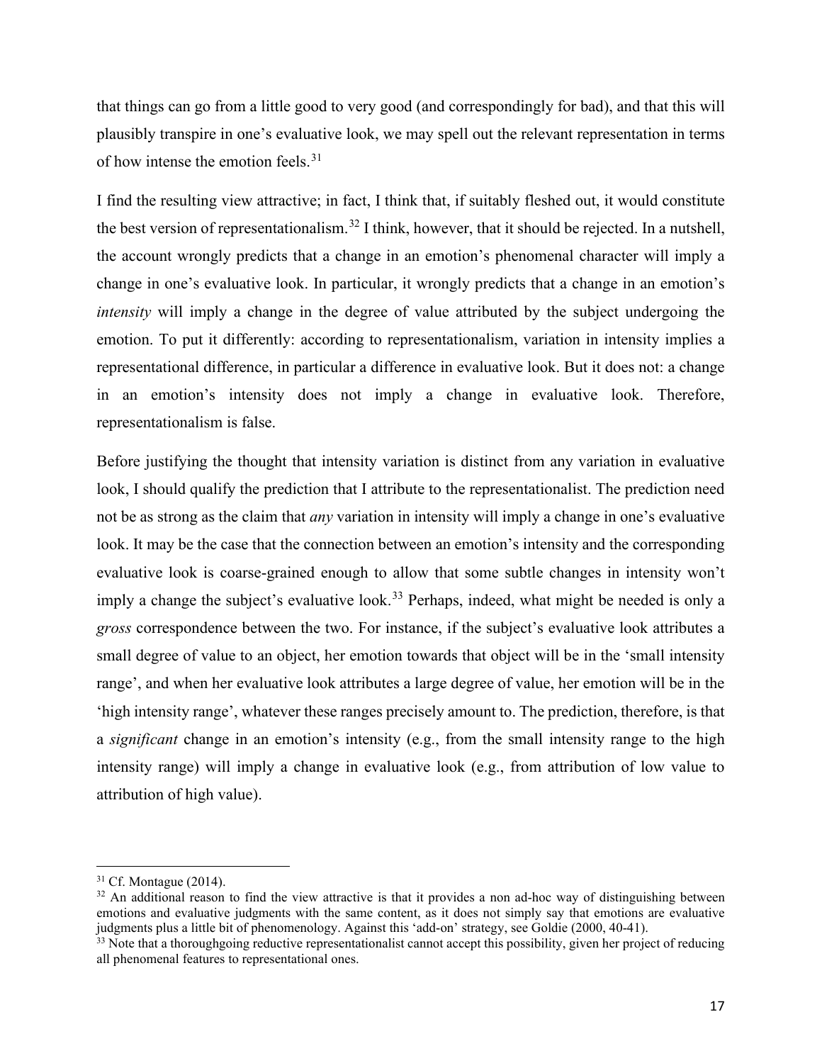that things can go from a little good to very good (and correspondingly for bad), and that this will plausibly transpire in one's evaluative look, we may spell out the relevant representation in terms of how intense the emotion feels.[31]

I find the resulting view attractive; in fact, I think that, if suitably fleshed out, it would constitute the best version of representationalism.[32] I think, however, that it should be rejected. In a nutshell, the account wrongly predicts that a change in an emotion's phenomenal character will imply a change in one's evaluative look. In particular, it wrongly predicts that a change in an emotion's *intensity* will imply a change in the degree of value attributed by the subject undergoing the emotion. To put it differently: according to representationalism, variation in intensity implies a representational difference, in particular a difference in evaluative look. But it does not: a change in an emotion's intensity does not imply a change in evaluative look. Therefore, representationalism is false.

Before justifying the thought that intensity variation is distinct from any variation in evaluative look, I should qualify the prediction that I attribute to the representationalist. The prediction need not be as strong as the claim that *any* variation in intensity will imply a change in one's evaluative look. It may be the case that the connection between an emotion's intensity and the corresponding evaluative look is coarse-grained enough to allow that some subtle changes in intensity won't imply a change the subject's evaluative look.[33] Perhaps, indeed, what might be needed is only a *gross* correspondence between the two. For instance, if the subject's evaluative look attributes a small degree of value to an object, her emotion towards that object will be in the 'small intensity range', and when her evaluative look attributes a large degree of value, her emotion will be in the 'high intensity range', whatever these ranges precisely amount to. The prediction, therefore, is that a *significant* change in an emotion's intensity (e.g., from the small intensity range to the high intensity range) will imply a change in evaluative look (e.g., from attribution of low value to attribution of high value).

---

[31] Cf. Montague (2014).

[32] An additional reason to find the view attractive is that it provides a non ad-hoc way of distinguishing between emotions and evaluative judgments with the same content, as it does not simply say that emotions are evaluative judgments plus a little bit of phenomenology. Against this 'add-on' strategy, see Goldie (2000, 40-41).

[33] Note that a thoroughgoing reductive representationalist cannot accept this possibility, given her project of reducing all phenomenal features to representational ones.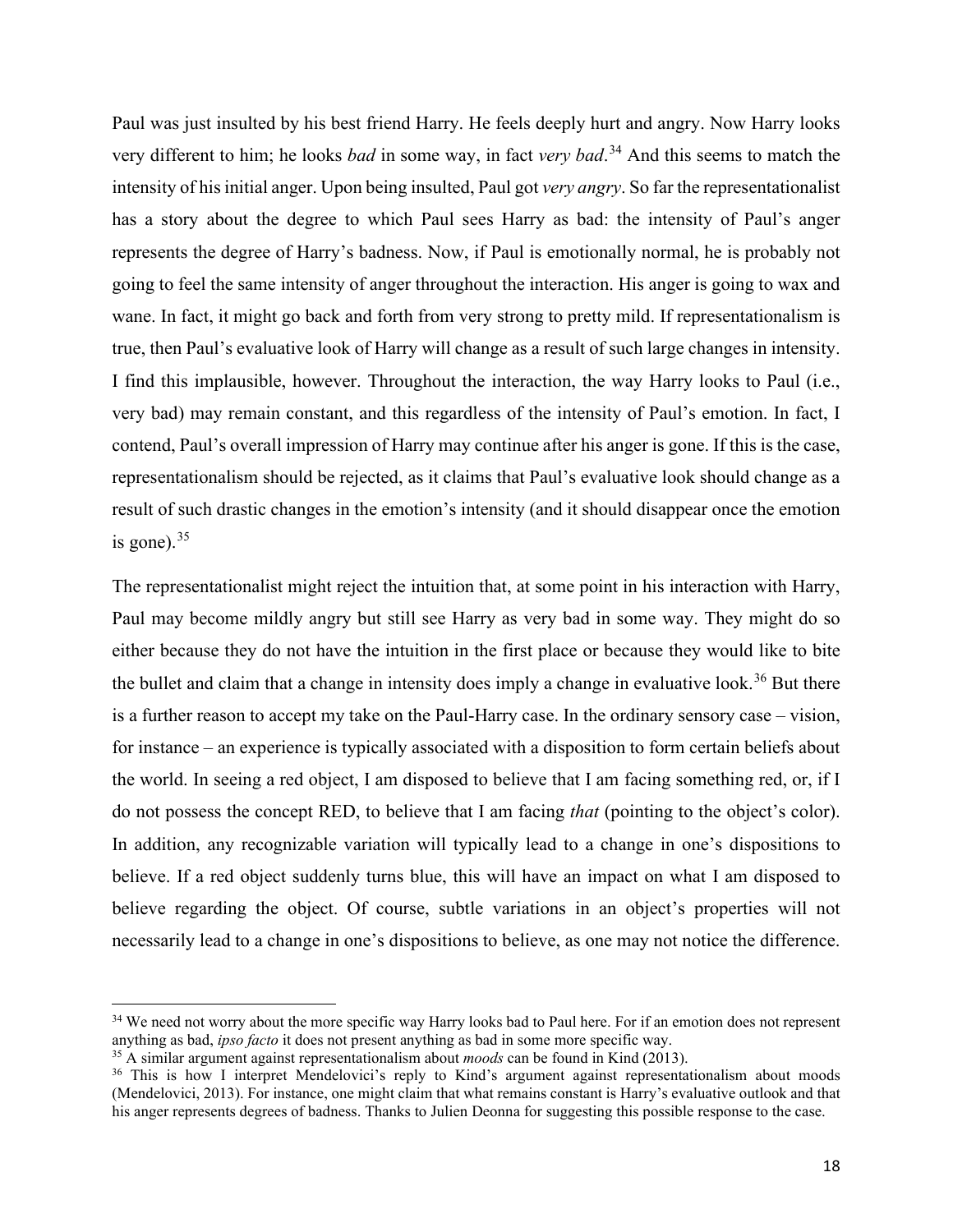Paul was just insulted by his best friend Harry. He feels deeply hurt and angry. Now Harry looks very different to him; he looks *bad* in some way, in fact *very bad*.[34] And this seems to match the intensity of his initial anger. Upon being insulted, Paul got *very angry*. So far the representationalist has a story about the degree to which Paul sees Harry as bad: the intensity of Paul's anger represents the degree of Harry's badness. Now, if Paul is emotionally normal, he is probably not going to feel the same intensity of anger throughout the interaction. His anger is going to wax and wane. In fact, it might go back and forth from very strong to pretty mild. If representationalism is true, then Paul's evaluative look of Harry will change as a result of such large changes in intensity. I find this implausible, however. Throughout the interaction, the way Harry looks to Paul (i.e., very bad) may remain constant, and this regardless of the intensity of Paul's emotion. In fact, I contend, Paul's overall impression of Harry may continue after his anger is gone. If this is the case, representationalism should be rejected, as it claims that Paul's evaluative look should change as a result of such drastic changes in the emotion's intensity (and it should disappear once the emotion is gone).[35]

The representationalist might reject the intuition that, at some point in his interaction with Harry, Paul may become mildly angry but still see Harry as very bad in some way. They might do so either because they do not have the intuition in the first place or because they would like to bite the bullet and claim that a change in intensity does imply a change in evaluative look.[36] But there is a further reason to accept my take on the Paul-Harry case. In the ordinary sensory case – vision, for instance – an experience is typically associated with a disposition to form certain beliefs about the world. In seeing a red object, I am disposed to believe that I am facing something red, or, if I do not possess the concept RED, to believe that I am facing *that* (pointing to the object's color). In addition, any recognizable variation will typically lead to a change in one's dispositions to believe. If a red object suddenly turns blue, this will have an impact on what I am disposed to believe regarding the object. Of course, subtle variations in an object's properties will not necessarily lead to a change in one's dispositions to believe, as one may not notice the difference.

[34] We need not worry about the more specific way Harry looks bad to Paul here. For if an emotion does not represent anything as bad, *ipso facto* it does not present anything as bad in some more specific way.

[35] A similar argument against representationalism about *moods* can be found in Kind (2013).

[36] This is how I interpret Mendelovici's reply to Kind's argument against representationalism about moods (Mendelovici, 2013). For instance, one might claim that what remains constant is Harry's evaluative outlook and that his anger represents degrees of badness. Thanks to Julien Deonna for suggesting this possible response to the case.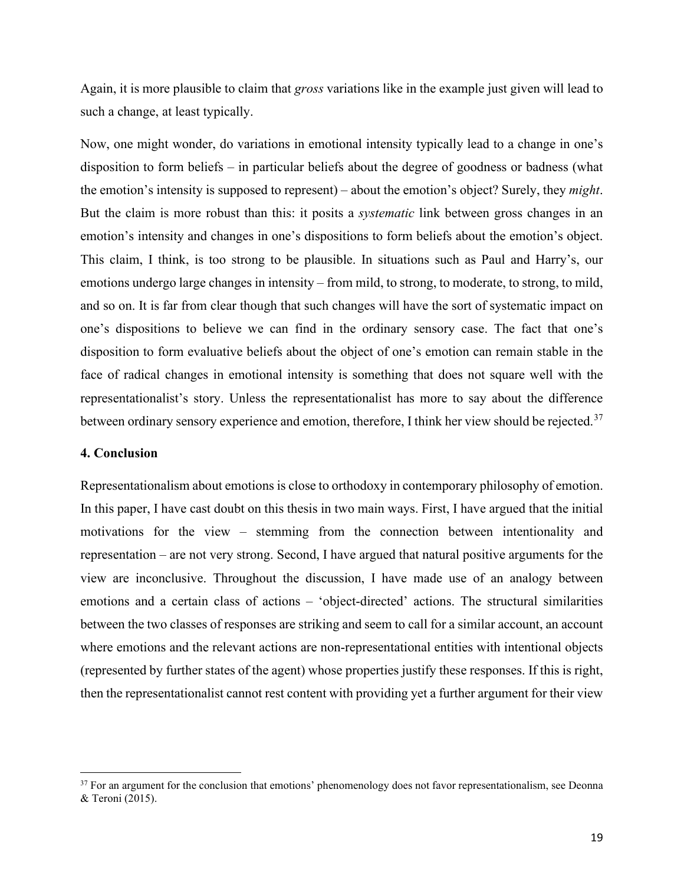Again, it is more plausible to claim that *gross* variations like in the example just given will lead to such a change, at least typically.

Now, one might wonder, do variations in emotional intensity typically lead to a change in one's disposition to form beliefs – in particular beliefs about the degree of goodness or badness (what the emotion's intensity is supposed to represent) – about the emotion's object? Surely, they *might*. But the claim is more robust than this: it posits a *systematic* link between gross changes in an emotion's intensity and changes in one's dispositions to form beliefs about the emotion's object. This claim, I think, is too strong to be plausible. In situations such as Paul and Harry's, our emotions undergo large changes in intensity – from mild, to strong, to moderate, to strong, to mild, and so on. It is far from clear though that such changes will have the sort of systematic impact on one's dispositions to believe we can find in the ordinary sensory case. The fact that one's disposition to form evaluative beliefs about the object of one's emotion can remain stable in the face of radical changes in emotional intensity is something that does not square well with the representationalist's story. Unless the representationalist has more to say about the difference between ordinary sensory experience and emotion, therefore, I think her view should be rejected.[37]

## 4. Conclusion

Representationalism about emotions is close to orthodoxy in contemporary philosophy of emotion. In this paper, I have cast doubt on this thesis in two main ways. First, I have argued that the initial motivations for the view – stemming from the connection between intentionality and representation – are not very strong. Second, I have argued that natural positive arguments for the view are inconclusive. Throughout the discussion, I have made use of an analogy between emotions and a certain class of actions – 'object-directed' actions. The structural similarities between the two classes of responses are striking and seem to call for a similar account, an account where emotions and the relevant actions are non-representational entities with intentional objects (represented by further states of the agent) whose properties justify these responses. If this is right, then the representationalist cannot rest content with providing yet a further argument for their view

[37] For an argument for the conclusion that emotions' phenomenology does not favor representationalism, see Deonna & Teroni (2015).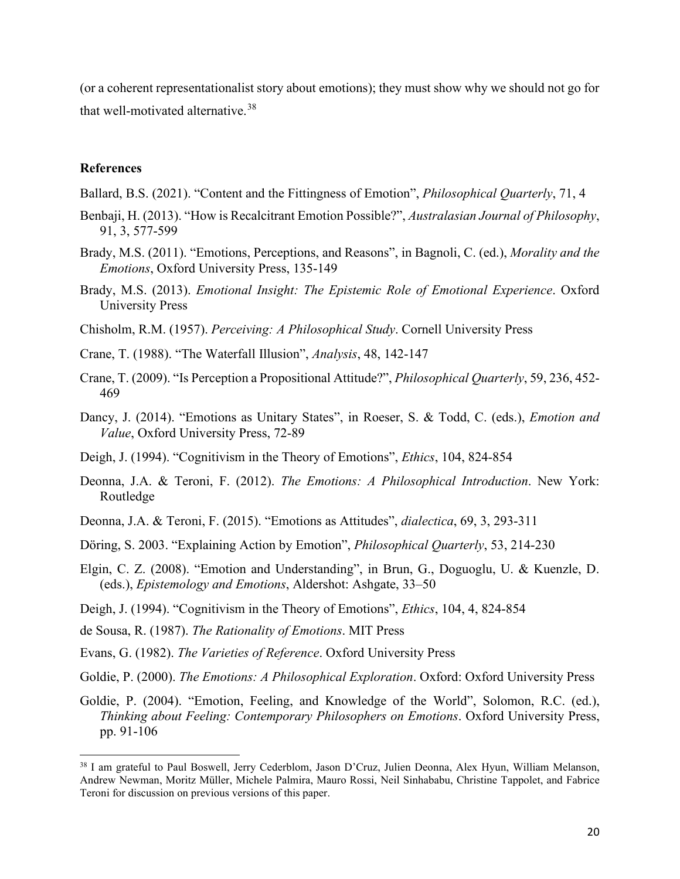(or a coherent representationalist story about emotions); they must show why we should not go for that well-motivated alternative.[38]

**References**

Ballard, B.S. (2021). "Content and the Fittingness of Emotion", *Philosophical Quarterly*, 71, 4

Benbaji, H. (2013). "How is Recalcitrant Emotion Possible?", *Australasian Journal of Philosophy*, 91, 3, 577-599

Brady, M.S. (2011). "Emotions, Perceptions, and Reasons", in Bagnoli, C. (ed.), *Morality and the Emotions*, Oxford University Press, 135-149

Brady, M.S. (2013). *Emotional Insight: The Epistemic Role of Emotional Experience*. Oxford University Press

Chisholm, R.M. (1957). *Perceiving: A Philosophical Study*. Cornell University Press

Crane, T. (1988). "The Waterfall Illusion", *Analysis*, 48, 142-147

Crane, T. (2009). "Is Perception a Propositional Attitude?", *Philosophical Quarterly*, 59, 236, 452-469

Dancy, J. (2014). "Emotions as Unitary States", in Roeser, S. & Todd, C. (eds.), *Emotion and Value*, Oxford University Press, 72-89

Deigh, J. (1994). "Cognitivism in the Theory of Emotions", *Ethics*, 104, 824-854

Deonna, J.A. & Teroni, F. (2012). *The Emotions: A Philosophical Introduction*. New York: Routledge

Deonna, J.A. & Teroni, F. (2015). "Emotions as Attitudes", *dialectica*, 69, 3, 293-311

Döring, S. 2003. "Explaining Action by Emotion", *Philosophical Quarterly*, 53, 214-230

Elgin, C. Z. (2008). "Emotion and Understanding", in Brun, G., Doguoglu, U. & Kuenzle, D. (eds.), *Epistemology and Emotions*, Aldershot: Ashgate, 33–50

Deigh, J. (1994). "Cognitivism in the Theory of Emotions", *Ethics*, 104, 4, 824-854

de Sousa, R. (1987). *The Rationality of Emotions*. MIT Press

Evans, G. (1982). *The Varieties of Reference*. Oxford University Press

Goldie, P. (2000). *The Emotions: A Philosophical Exploration*. Oxford: Oxford University Press

Goldie, P. (2004). "Emotion, Feeling, and Knowledge of the World", Solomon, R.C. (ed.), *Thinking about Feeling: Contemporary Philosophers on Emotions*. Oxford University Press, pp. 91-106

[38] I am grateful to Paul Boswell, Jerry Cederblom, Jason D'Cruz, Julien Deonna, Alex Hyun, William Melanson, Andrew Newman, Moritz Müller, Michele Palmira, Mauro Rossi, Neil Sinhababu, Christine Tappolet, and Fabrice Teroni for discussion on previous versions of this paper.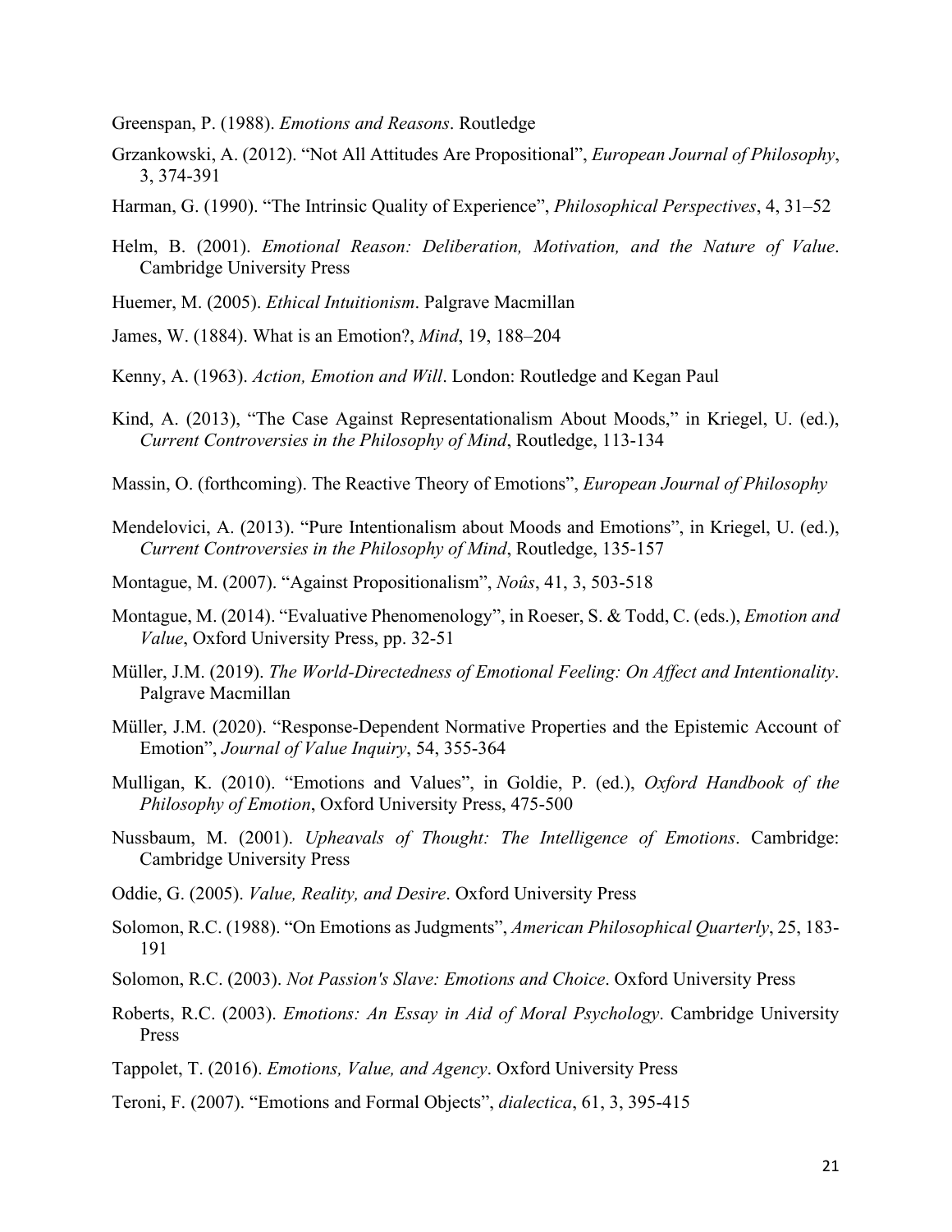Greenspan, P. (1988). *Emotions and Reasons*. Routledge

Grzankowski, A. (2012). "Not All Attitudes Are Propositional", *European Journal of Philosophy*, 3, 374-391

Harman, G. (1990). "The Intrinsic Quality of Experience", *Philosophical Perspectives*, 4, 31–52

Helm, B. (2001). *Emotional Reason: Deliberation, Motivation, and the Nature of Value*. Cambridge University Press

Huemer, M. (2005). *Ethical Intuitionism*. Palgrave Macmillan

James, W. (1884). What is an Emotion?, *Mind*, 19, 188–204

Kenny, A. (1963). *Action, Emotion and Will*. London: Routledge and Kegan Paul

Kind, A. (2013), "The Case Against Representationalism About Moods," in Kriegel, U. (ed.), *Current Controversies in the Philosophy of Mind*, Routledge, 113-134

Massin, O. (forthcoming). The Reactive Theory of Emotions", *European Journal of Philosophy*

Mendelovici, A. (2013). "Pure Intentionalism about Moods and Emotions", in Kriegel, U. (ed.), *Current Controversies in the Philosophy of Mind*, Routledge, 135-157

Montague, M. (2007). "Against Propositionalism", *Noûs*, 41, 3, 503-518

Montague, M. (2014). "Evaluative Phenomenology", in Roeser, S. & Todd, C. (eds.), *Emotion and Value*, Oxford University Press, pp. 32-51

Müller, J.M. (2019). *The World-Directedness of Emotional Feeling: On Affect and Intentionality*. Palgrave Macmillan

Müller, J.M. (2020). "Response-Dependent Normative Properties and the Epistemic Account of Emotion", *Journal of Value Inquiry*, 54, 355-364

Mulligan, K. (2010). "Emotions and Values", in Goldie, P. (ed.), *Oxford Handbook of the Philosophy of Emotion*, Oxford University Press, 475-500

Nussbaum, M. (2001). *Upheavals of Thought: The Intelligence of Emotions*. Cambridge: Cambridge University Press

Oddie, G. (2005). *Value, Reality, and Desire*. Oxford University Press

Solomon, R.C. (1988). "On Emotions as Judgments", *American Philosophical Quarterly*, 25, 183-191

Solomon, R.C. (2003). *Not Passion's Slave: Emotions and Choice*. Oxford University Press

Roberts, R.C. (2003). *Emotions: An Essay in Aid of Moral Psychology*. Cambridge University Press

Tappolet, T. (2016). *Emotions, Value, and Agency*. Oxford University Press

Teroni, F. (2007). "Emotions and Formal Objects", *dialectica*, 61, 3, 395-415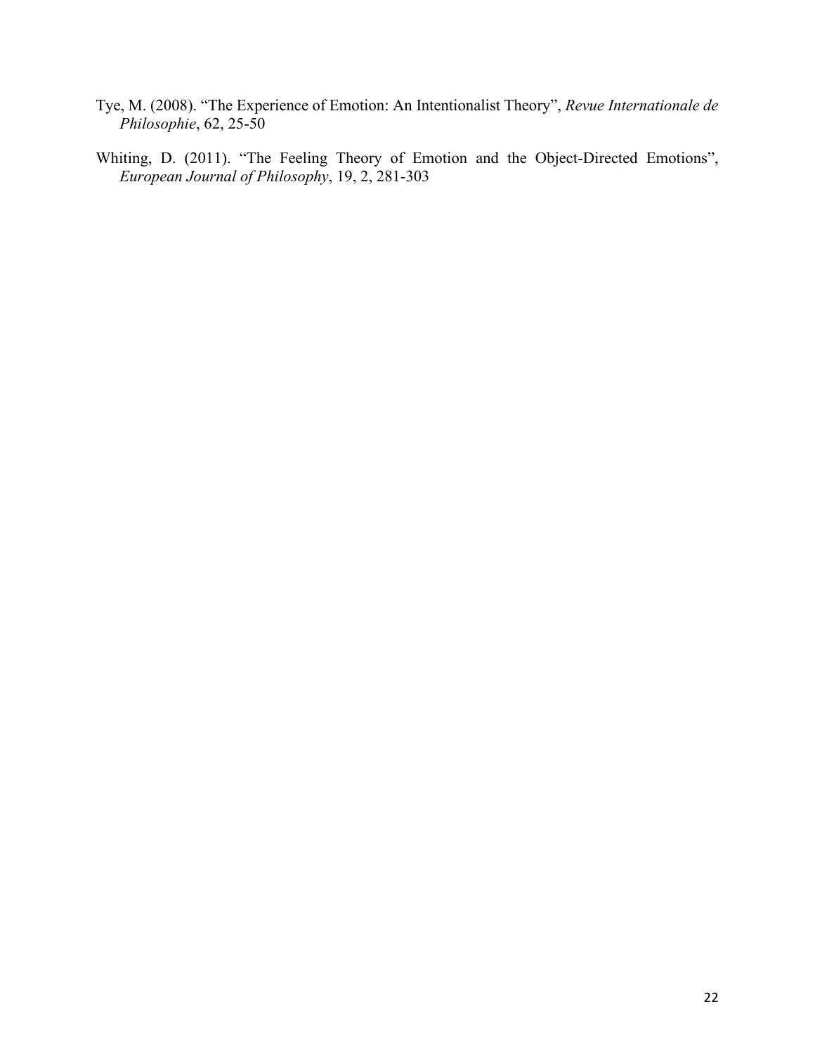Tye, M. (2008). "The Experience of Emotion: An Intentionalist Theory", *Revue Internationale de Philosophie*, 62, 25-50

Whiting, D. (2011). "The Feeling Theory of Emotion and the Object-Directed Emotions", *European Journal of Philosophy*, 19, 2, 281-303